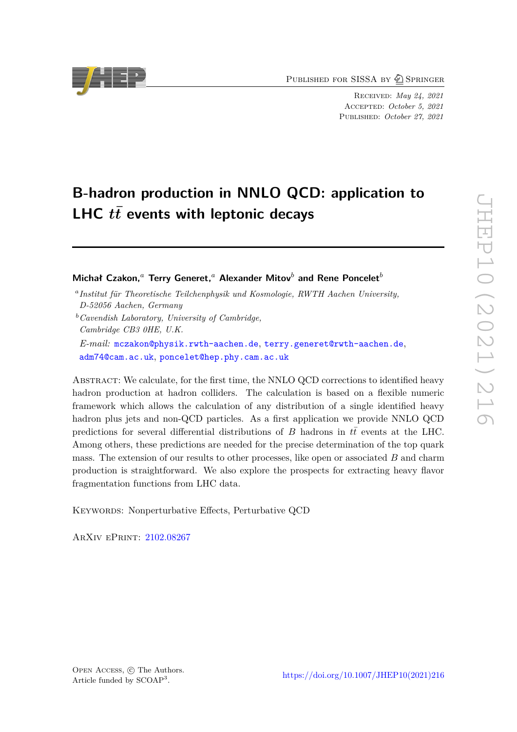Published for SISSA by Springer

Received: *May 24, 2021*
Accepted: *October 5, 2021*
Published: *October 27, 2021*

# B-hadron production in NNLO QCD: application to LHC $t\bar{t}$ events with leptonic decays

**Michał Czakon,**[a] **Terry Generet,**[a] **Alexander Mitov**[b] **and Rene Poncelet**[b]

[a]*Institut für Theoretische Teilchenphysik und Kosmologie, RWTH Aachen University, D-52056 Aachen, Germany*

[b]*Cavendish Laboratory, University of Cambridge, Cambridge CB3 0HE, U.K.*

*E-mail:* mczakon@physik.rwth-aachen.de, terry.generet@rwth-aachen.de, adm74@cam.ac.uk, poncelet@hep.phy.cam.ac.uk

Abstract: We calculate, for the first time, the NNLO QCD corrections to identified heavy hadron production at hadron colliders. The calculation is based on a flexible numeric framework which allows the calculation of any distribution of a single identified heavy hadron plus jets and non-QCD particles. As a first application we provide NNLO QCD predictions for several differential distributions of $B$ hadrons in $t\bar{t}$ events at the LHC. Among others, these predictions are needed for the precise determination of the top quark mass. The extension of our results to other processes, like open or associated $B$ and charm production is straightforward. We also explore the prospects for extracting heavy flavor fragmentation functions from LHC data.

Keywords: Nonperturbative Effects, Perturbative QCD

ArXiv ePrint: 2102.08267

Open Access, © The Authors.
Article funded by SCOAP[3].

https://doi.org/10.1007/JHEP10(2021)216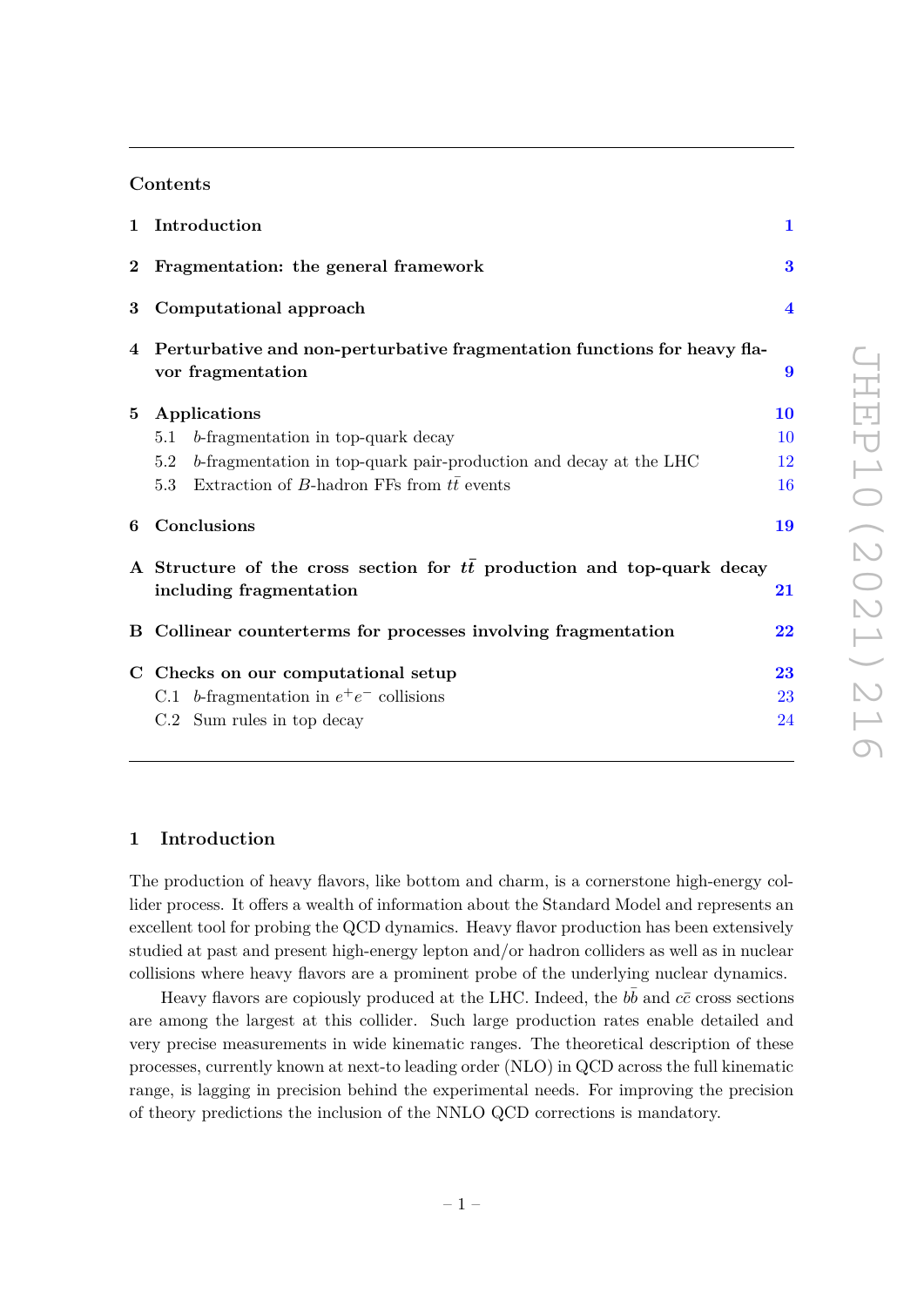## Contents

1 Introduction 1

2 Fragmentation: the general framework 3

3 Computational approach 4

4 Perturbative and non-perturbative fragmentation functions for heavy flavor fragmentation 9

5 Applications 10
- 5.1 $b$-fragmentation in top-quark decay 10
- 5.2 $b$-fragmentation in top-quark pair-production and decay at the LHC 12
- 5.3 Extraction of $B$-hadron FFs from $t\bar{t}$ events 16

6 Conclusions 19

A Structure of the cross section for $t\bar{t}$ production and top-quark decay including fragmentation 21

B Collinear counterterms for processes involving fragmentation 22

C Checks on our computational setup 23
- C.1 $b$-fragmentation in $e^+e^-$ collisions 23
- C.2 Sum rules in top decay 24

## 1 Introduction

The production of heavy flavors, like bottom and charm, is a cornerstone high-energy collider process. It offers a wealth of information about the Standard Model and represents an excellent tool for probing the QCD dynamics. Heavy flavor production has been extensively studied at past and present high-energy lepton and/or hadron colliders as well as in nuclear collisions where heavy flavors are a prominent probe of the underlying nuclear dynamics.

Heavy flavors are copiously produced at the LHC. Indeed, the $b\bar{b}$ and $c\bar{c}$ cross sections are among the largest at this collider. Such large production rates enable detailed and very precise measurements in wide kinematic ranges. The theoretical description of these processes, currently known at next-to leading order (NLO) in QCD across the full kinematic range, is lagging in precision behind the experimental needs. For improving the precision of theory predictions the inclusion of the NNLO QCD corrections is mandatory.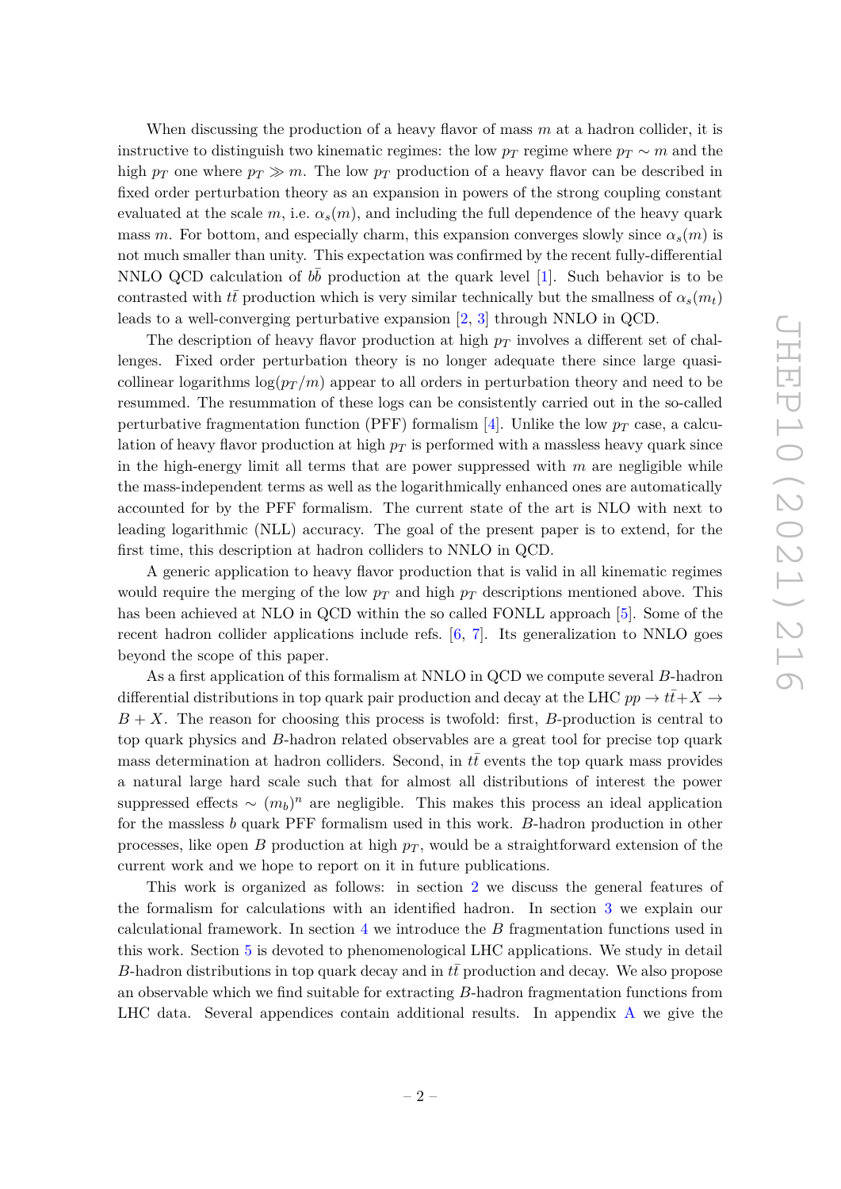When discussing the production of a heavy flavor of mass $m$ at a hadron collider, it is instructive to distinguish two kinematic regimes: the low $p_T$ regime where $p_T \sim m$ and the high $p_T$ one where $p_T \gg m$. The low $p_T$ production of a heavy flavor can be described in fixed order perturbation theory as an expansion in powers of the strong coupling constant evaluated at the scale $m$, i.e. $\alpha_s(m)$, and including the full dependence of the heavy quark mass $m$. For bottom, and especially charm, this expansion converges slowly since $\alpha_s(m)$ is not much smaller than unity. This expectation was confirmed by the recent fully-differential NNLO QCD calculation of $b\bar{b}$ production at the quark level [1]. Such behavior is to be contrasted with $t\bar{t}$ production which is very similar technically but the smallness of $\alpha_s(m_t)$ leads to a well-converging perturbative expansion [2, 3] through NNLO in QCD.

The description of heavy flavor production at high $p_T$ involves a different set of challenges. Fixed order perturbation theory is no longer adequate there since large quasi-collinear logarithms $\log(p_T/m)$ appear to all orders in perturbation theory and need to be resummed. The resummation of these logs can be consistently carried out in the so-called perturbative fragmentation function (PFF) formalism [4]. Unlike the low $p_T$ case, a calculation of heavy flavor production at high $p_T$ is performed with a massless heavy quark since in the high-energy limit all terms that are power suppressed with $m$ are negligible while the mass-independent terms as well as the logarithmically enhanced ones are automatically accounted for by the PFF formalism. The current state of the art is NLO with next to leading logarithmic (NLL) accuracy. The goal of the present paper is to extend, for the first time, this description at hadron colliders to NNLO in QCD.

A generic application to heavy flavor production that is valid in all kinematic regimes would require the merging of the low $p_T$ and high $p_T$ descriptions mentioned above. This has been achieved at NLO in QCD within the so called FONLL approach [5]. Some of the recent hadron collider applications include refs. [6, 7]. Its generalization to NNLO goes beyond the scope of this paper.

As a first application of this formalism at NNLO in QCD we compute several $B$-hadron differential distributions in top quark pair production and decay at the LHC $pp \to t\bar{t}+X \to B+X$. The reason for choosing this process is twofold: first, $B$-production is central to top quark physics and $B$-hadron related observables are a great tool for precise top quark mass determination at hadron colliders. Second, in $t\bar{t}$ events the top quark mass provides a natural large hard scale such that for almost all distributions of interest the power suppressed effects $\sim (m_b)^n$ are negligible. This makes this process an ideal application for the massless $b$ quark PFF formalism used in this work. $B$-hadron production in other processes, like open $B$ production at high $p_T$, would be a straightforward extension of the current work and we hope to report on it in future publications.

This work is organized as follows: in section 2 we discuss the general features of the formalism for calculations with an identified hadron. In section 3 we explain our calculational framework. In section 4 we introduce the $B$ fragmentation functions used in this work. Section 5 is devoted to phenomenological LHC applications. We study in detail $B$-hadron distributions in top quark decay and in $t\bar{t}$ production and decay. We also propose an observable which we find suitable for extracting $B$-hadron fragmentation functions from LHC data. Several appendices contain additional results. In appendix A we give the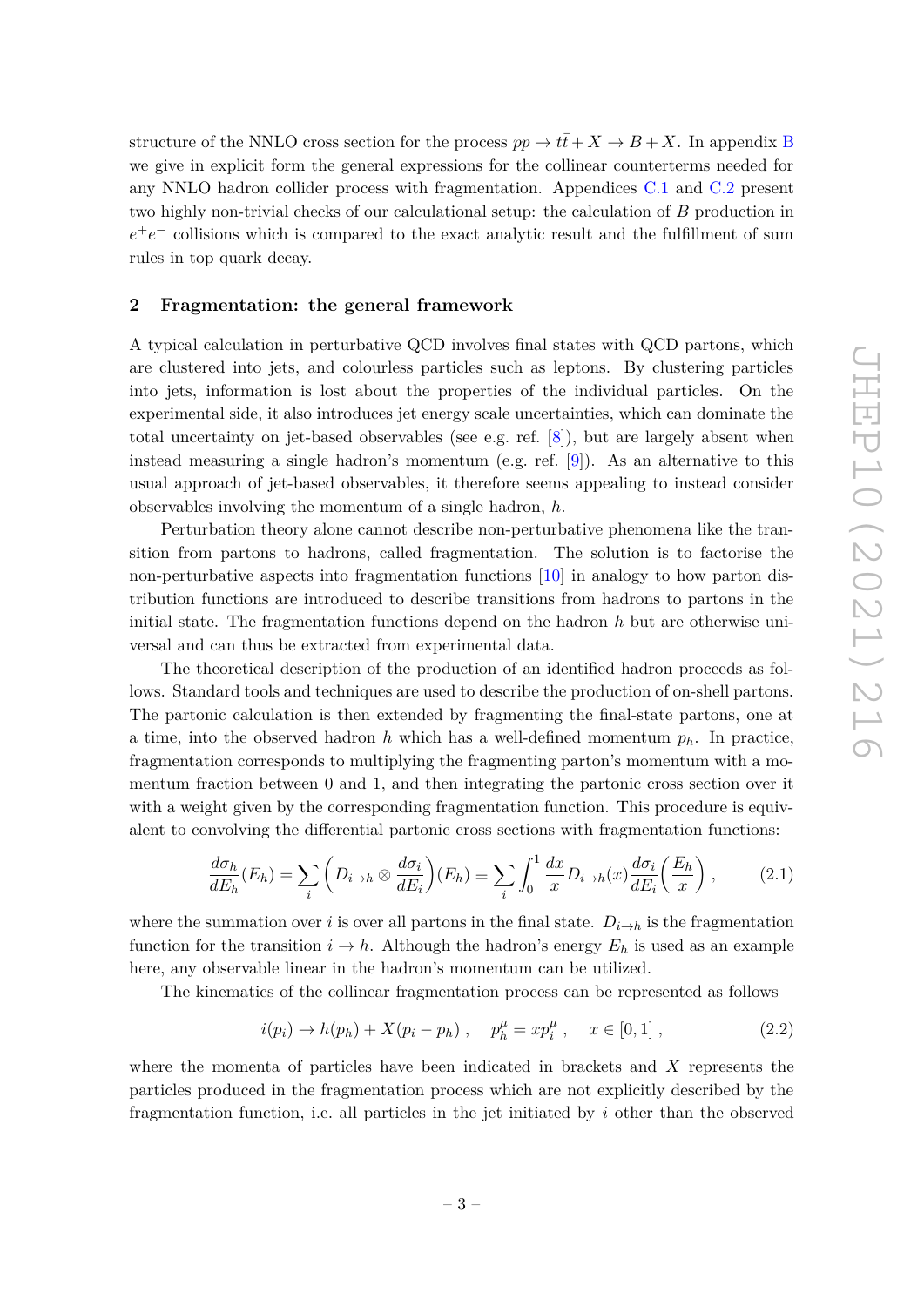structure of the NNLO cross section for the process $pp \to t\bar{t} + X \to B + X$. In appendix B we give in explicit form the general expressions for the collinear counterterms needed for any NNLO hadron collider process with fragmentation. Appendices C.1 and C.2 present two highly non-trivial checks of our calculational setup: the calculation of $B$ production in $e^+e^-$ collisions which is compared to the exact analytic result and the fulfillment of sum rules in top quark decay.

## 2 Fragmentation: the general framework

A typical calculation in perturbative QCD involves final states with QCD partons, which are clustered into jets, and colourless particles such as leptons. By clustering particles into jets, information is lost about the properties of the individual particles. On the experimental side, it also introduces jet energy scale uncertainties, which can dominate the total uncertainty on jet-based observables (see e.g. ref. [8]), but are largely absent when instead measuring a single hadron's momentum (e.g. ref. [9]). As an alternative to this usual approach of jet-based observables, it therefore seems appealing to instead consider observables involving the momentum of a single hadron, $h$.

Perturbation theory alone cannot describe non-perturbative phenomena like the transition from partons to hadrons, called fragmentation. The solution is to factorise the non-perturbative aspects into fragmentation functions [10] in analogy to how parton distribution functions are introduced to describe transitions from hadrons to partons in the initial state. The fragmentation functions depend on the hadron $h$ but are otherwise universal and can thus be extracted from experimental data.

The theoretical description of the production of an identified hadron proceeds as follows. Standard tools and techniques are used to describe the production of on-shell partons. The partonic calculation is then extended by fragmenting the final-state partons, one at a time, into the observed hadron $h$ which has a well-defined momentum $p_h$. In practice, fragmentation corresponds to multiplying the fragmenting parton's momentum with a momentum fraction between 0 and 1, and then integrating the partonic cross section over it with a weight given by the corresponding fragmentation function. This procedure is equivalent to convolving the differential partonic cross sections with fragmentation functions:

$$\frac{d\sigma_h}{dE_h}(E_h) = \sum_i \left( D_{i\to h} \otimes \frac{d\sigma_i}{dE_i} \right)(E_h) \equiv \sum_i \int_0^1 \frac{dx}{x} D_{i\to h}(x) \frac{d\sigma_i}{dE_i}\left(\frac{E_h}{x}\right) , \tag{2.1}$$

where the summation over $i$ is over all partons in the final state. $D_{i\to h}$ is the fragmentation function for the transition $i \to h$. Although the hadron's energy $E_h$ is used as an example here, any observable linear in the hadron's momentum can be utilized.

The kinematics of the collinear fragmentation process can be represented as follows

$$i(p_i) \to h(p_h) + X(p_i - p_h) , \quad p_h^\mu = x p_i^\mu , \quad x \in [0, 1] , \tag{2.2}$$

where the momenta of particles have been indicated in brackets and $X$ represents the particles produced in the fragmentation process which are not explicitly described by the fragmentation function, i.e. all particles in the jet initiated by $i$ other than the observed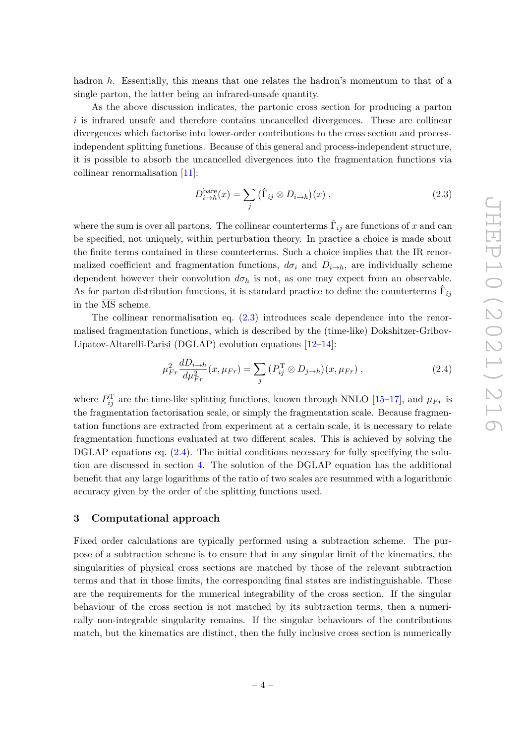hadron $h$. Essentially, this means that one relates the hadron's momentum to that of a single parton, the latter being an infrared-unsafe quantity.

As the above discussion indicates, the partonic cross section for producing a parton $i$ is infrared unsafe and therefore contains uncancelled divergences. These are collinear divergences which factorise into lower-order contributions to the cross section and process-independent splitting functions. Because of this general and process-independent structure, it is possible to absorb the uncancelled divergences into the fragmentation functions via collinear renormalisation [11]:

$$D_{i\to h}^{\text{bare}}(x) = \sum_j (\hat{\Gamma}_{ij} \otimes D_{i\to h})(x) , \tag{2.3}$$

where the sum is over all partons. The collinear counterterms $\hat{\Gamma}_{ij}$ are functions of $x$ and can be specified, not uniquely, within perturbation theory. In practice a choice is made about the finite terms contained in these counterterms. Such a choice implies that the IR renormalized coefficient and fragmentation functions, $d\sigma_i$ and $D_{i\to h}$, are individually scheme dependent however their convolution $d\sigma_h$ is not, as one may expect from an observable. As for parton distribution functions, it is standard practice to define the counterterms $\hat{\Gamma}_{ij}$ in the $\overline{\text{MS}}$ scheme.

The collinear renormalisation eq. (2.3) introduces scale dependence into the renormalised fragmentation functions, which is described by the (time-like) Dokshitzer-Gribov-Lipatov-Altarelli-Parisi (DGLAP) evolution equations [12–14]:

$$\mu_{Fr}^2 \frac{dD_{i\to h}}{d\mu_{Fr}^2}(x, \mu_{Fr}) = \sum_j (P_{ij}^{\text{T}} \otimes D_{j\to h})(x, \mu_{Fr}) , \tag{2.4}$$

where $P_{ij}^{\text{T}}$ are the time-like splitting functions, known through NNLO [15–17], and $\mu_{Fr}$ is the fragmentation factorisation scale, or simply the fragmentation scale. Because fragmentation functions are extracted from experiment at a certain scale, it is necessary to relate fragmentation functions evaluated at two different scales. This is achieved by solving the DGLAP equations eq. (2.4). The initial conditions necessary for fully specifying the solution are discussed in section 4. The solution of the DGLAP equation has the additional benefit that any large logarithms of the ratio of two scales are resummed with a logarithmic accuracy given by the order of the splitting functions used.

## 3 Computational approach

Fixed order calculations are typically performed using a subtraction scheme. The purpose of a subtraction scheme is to ensure that in any singular limit of the kinematics, the singularities of physical cross sections are matched by those of the relevant subtraction terms and that in those limits, the corresponding final states are indistinguishable. These are the requirements for the numerical integrability of the cross section. If the singular behaviour of the cross section is not matched by its subtraction terms, then a numerically non-integrable singularity remains. If the singular behaviours of the contributions match, but the kinematics are distinct, then the fully inclusive cross section is numerically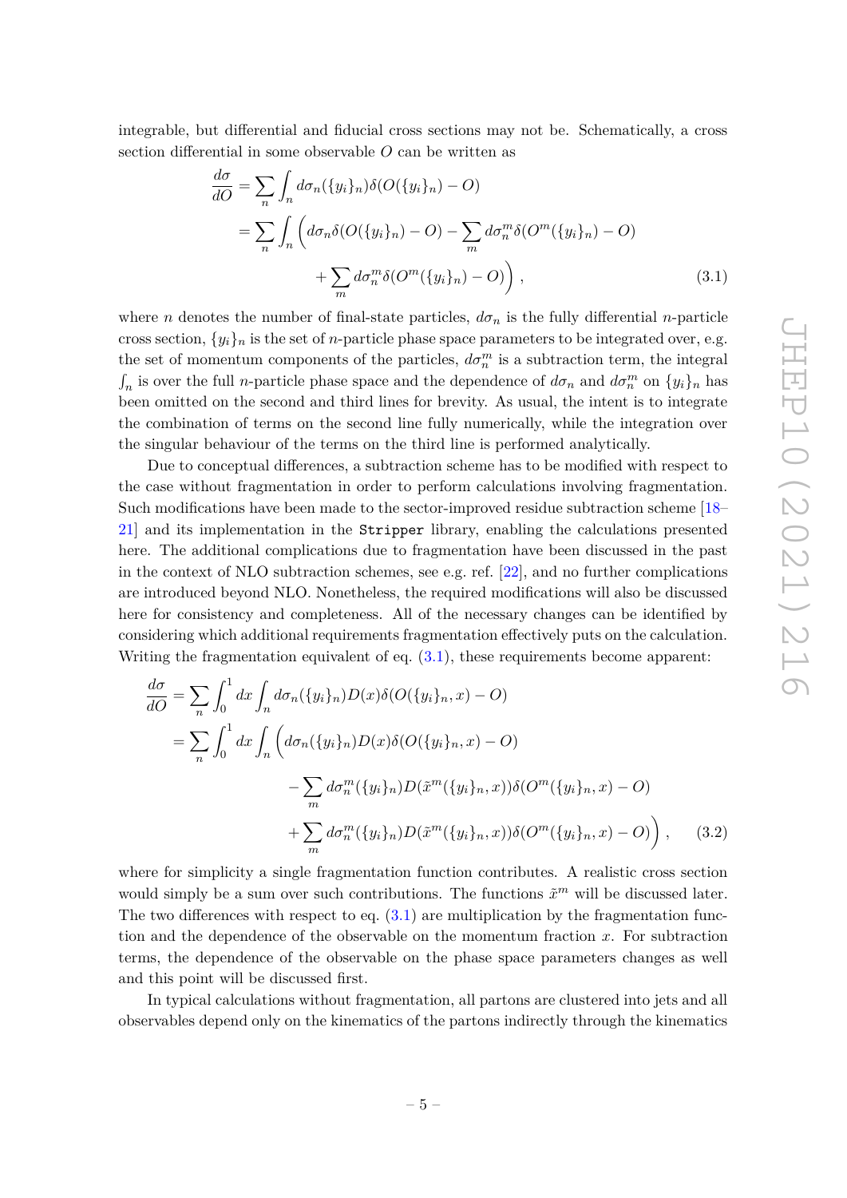integrable, but differential and fiducial cross sections may not be. Schematically, a cross section differential in some observable $O$ can be written as

$$
\begin{aligned}
\frac{d\sigma}{dO} &= \sum_n \int_n d\sigma_n(\{y_i\}_n)\delta(O(\{y_i\}_n) - O) \\
&= \sum_n \int_n \bigg( d\sigma_n \delta(O(\{y_i\}_n) - O) - \sum_m d\sigma_n^m \delta(O^m(\{y_i\}_n) - O) \\
&\qquad\qquad + \sum_m d\sigma_n^m \delta(O^m(\{y_i\}_n) - O) \bigg) \,, \qquad (3.1)
\end{aligned}
$$

where $n$ denotes the number of final-state particles, $d\sigma_n$ is the fully differential $n$-particle cross section, $\{y_i\}_n$ is the set of $n$-particle phase space parameters to be integrated over, e.g. the set of momentum components of the particles, $d\sigma_n^m$ is a subtraction term, the integral $\int_n$ is over the full $n$-particle phase space and the dependence of $d\sigma_n$ and $d\sigma_n^m$ on $\{y_i\}_n$ has been omitted on the second and third lines for brevity. As usual, the intent is to integrate the combination of terms on the second line fully numerically, while the integration over the singular behaviour of the terms on the third line is performed analytically.

Due to conceptual differences, a subtraction scheme has to be modified with respect to the case without fragmentation in order to perform calculations involving fragmentation. Such modifications have been made to the sector-improved residue subtraction scheme [18–21] and its implementation in the `Stripper` library, enabling the calculations presented here. The additional complications due to fragmentation have been discussed in the past in the context of NLO subtraction schemes, see e.g. ref. [22], and no further complications are introduced beyond NLO. Nonetheless, the required modifications will also be discussed here for consistency and completeness. All of the necessary changes can be identified by considering which additional requirements fragmentation effectively puts on the calculation. Writing the fragmentation equivalent of eq. (3.1), these requirements become apparent:

$$
\begin{aligned}
\frac{d\sigma}{dO} &= \sum_n \int_0^1 dx \int_n d\sigma_n(\{y_i\}_n) D(x) \delta(O(\{y_i\}_n, x) - O) \\
&= \sum_n \int_0^1 dx \int_n \bigg( d\sigma_n(\{y_i\}_n) D(x) \delta(O(\{y_i\}_n, x) - O) \\
&\qquad - \sum_m d\sigma_n^m(\{y_i\}_n) D(\tilde{x}^m(\{y_i\}_n, x)) \delta(O^m(\{y_i\}_n, x) - O) \\
&\qquad + \sum_m d\sigma_n^m(\{y_i\}_n) D(\tilde{x}^m(\{y_i\}_n, x)) \delta(O^m(\{y_i\}_n, x) - O) \bigg) \,, \qquad (3.2)
\end{aligned}
$$

where for simplicity a single fragmentation function contributes. A realistic cross section would simply be a sum over such contributions. The functions $\tilde{x}^m$ will be discussed later. The two differences with respect to eq. (3.1) are multiplication by the fragmentation function and the dependence of the observable on the momentum fraction $x$. For subtraction terms, the dependence of the observable on the phase space parameters changes as well and this point will be discussed first.

In typical calculations without fragmentation, all partons are clustered into jets and all observables depend only on the kinematics of the partons indirectly through the kinematics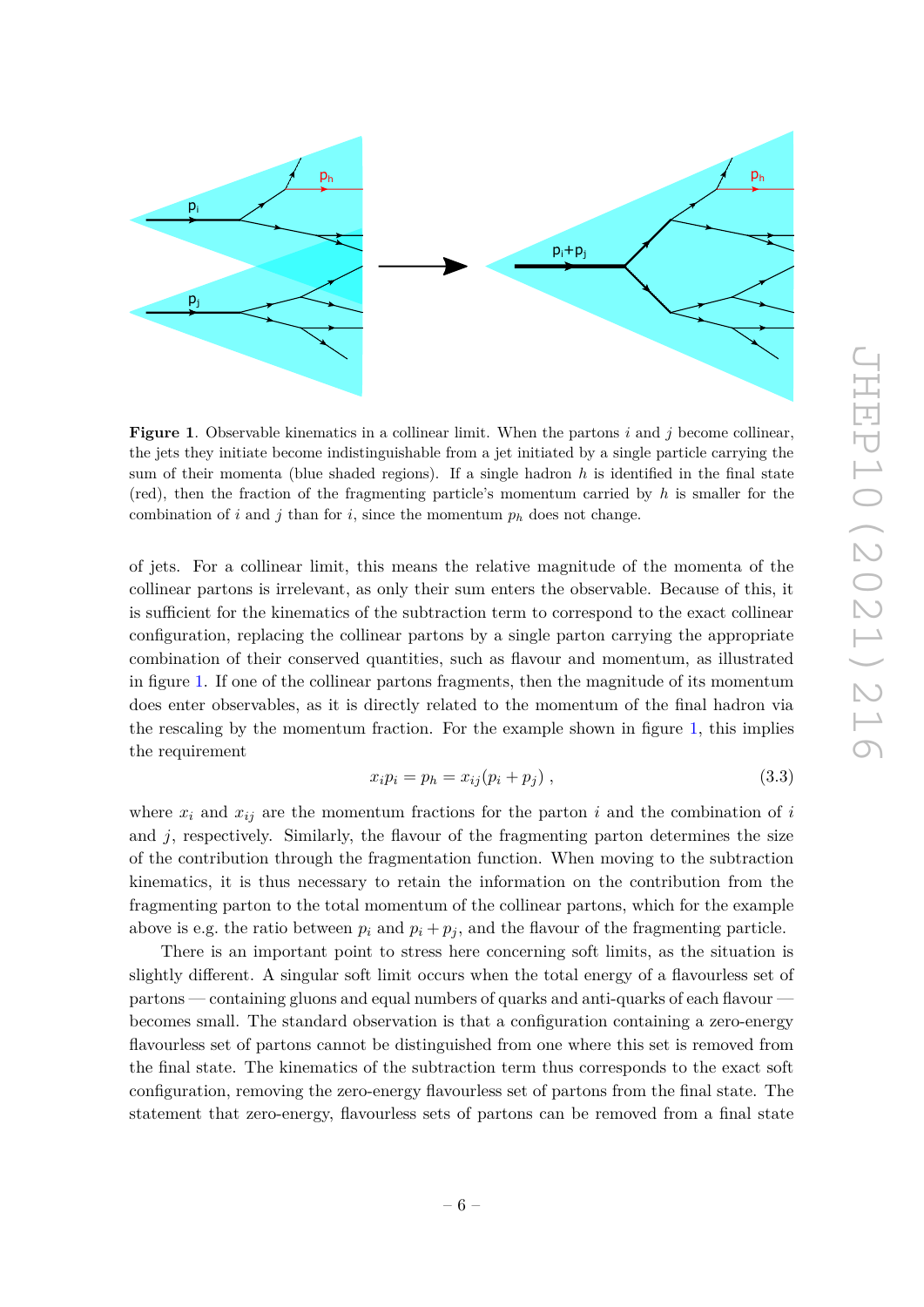**Figure 1**. Observable kinematics in a collinear limit. When the partons $i$ and $j$ become collinear, the jets they initiate become indistinguishable from a jet initiated by a single particle carrying the sum of their momenta (blue shaded regions). If a single hadron $h$ is identified in the final state (red), then the fraction of the fragmenting particle's momentum carried by $h$ is smaller for the combination of $i$ and $j$ than for $i$, since the momentum $p_h$ does not change.

of jets. For a collinear limit, this means the relative magnitude of the momenta of the collinear partons is irrelevant, as only their sum enters the observable. Because of this, it is sufficient for the kinematics of the subtraction term to correspond to the exact collinear configuration, replacing the collinear partons by a single parton carrying the appropriate combination of their conserved quantities, such as flavour and momentum, as illustrated in figure 1. If one of the collinear partons fragments, then the magnitude of its momentum does enter observables, as it is directly related to the momentum of the final hadron via the rescaling by the momentum fraction. For the example shown in figure 1, this implies the requirement

$$x_i p_i = p_h = x_{ij}(p_i + p_j)\,, \tag{3.3}$$

where $x_i$ and $x_{ij}$ are the momentum fractions for the parton $i$ and the combination of $i$ and $j$, respectively. Similarly, the flavour of the fragmenting parton determines the size of the contribution through the fragmentation function. When moving to the subtraction kinematics, it is thus necessary to retain the information on the contribution from the fragmenting parton to the total momentum of the collinear partons, which for the example above is e.g. the ratio between $p_i$ and $p_i + p_j$, and the flavour of the fragmenting particle.

There is an important point to stress here concerning soft limits, as the situation is slightly different. A singular soft limit occurs when the total energy of a flavourless set of partons — containing gluons and equal numbers of quarks and anti-quarks of each flavour — becomes small. The standard observation is that a configuration containing a zero-energy flavourless set of partons cannot be distinguished from one where this set is removed from the final state. The kinematics of the subtraction term thus corresponds to the exact soft configuration, removing the zero-energy flavourless set of partons from the final state. The statement that zero-energy, flavourless sets of partons can be removed from a final state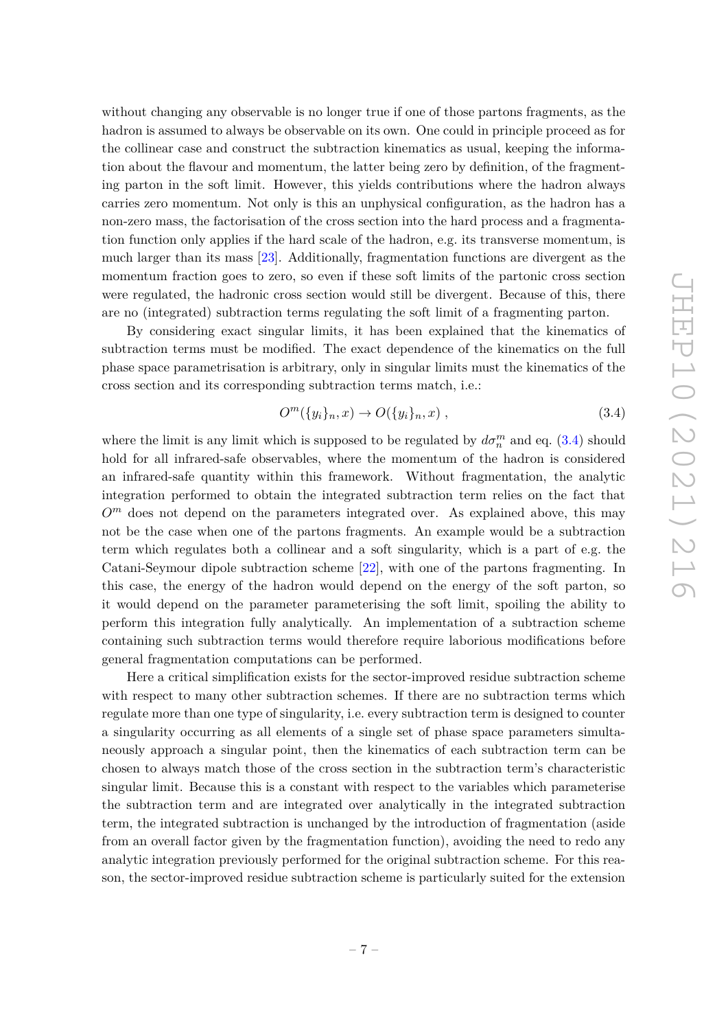without changing any observable is no longer true if one of those partons fragments, as the hadron is assumed to always be observable on its own. One could in principle proceed as for the collinear case and construct the subtraction kinematics as usual, keeping the information about the flavour and momentum, the latter being zero by definition, of the fragmenting parton in the soft limit. However, this yields contributions where the hadron always carries zero momentum. Not only is this an unphysical configuration, as the hadron has a non-zero mass, the factorisation of the cross section into the hard process and a fragmentation function only applies if the hard scale of the hadron, e.g. its transverse momentum, is much larger than its mass [23]. Additionally, fragmentation functions are divergent as the momentum fraction goes to zero, so even if these soft limits of the partonic cross section were regulated, the hadronic cross section would still be divergent. Because of this, there are no (integrated) subtraction terms regulating the soft limit of a fragmenting parton.

By considering exact singular limits, it has been explained that the kinematics of subtraction terms must be modified. The exact dependence of the kinematics on the full phase space parametrisation is arbitrary, only in singular limits must the kinematics of the cross section and its corresponding subtraction terms match, i.e.:

$$O^m(\{y_i\}_n, x) \to O(\{y_i\}_n, x) \,, \tag{3.4}$$

where the limit is any limit which is supposed to be regulated by $d\sigma_n^m$ and eq. (3.4) should hold for all infrared-safe observables, where the momentum of the hadron is considered an infrared-safe quantity within this framework. Without fragmentation, the analytic integration performed to obtain the integrated subtraction term relies on the fact that $O^m$ does not depend on the parameters integrated over. As explained above, this may not be the case when one of the partons fragments. An example would be a subtraction term which regulates both a collinear and a soft singularity, which is a part of e.g. the Catani-Seymour dipole subtraction scheme [22], with one of the partons fragmenting. In this case, the energy of the hadron would depend on the energy of the soft parton, so it would depend on the parameter parameterising the soft limit, spoiling the ability to perform this integration fully analytically. An implementation of a subtraction scheme containing such subtraction terms would therefore require laborious modifications before general fragmentation computations can be performed.

Here a critical simplification exists for the sector-improved residue subtraction scheme with respect to many other subtraction schemes. If there are no subtraction terms which regulate more than one type of singularity, i.e. every subtraction term is designed to counter a singularity occurring as all elements of a single set of phase space parameters simultaneously approach a singular point, then the kinematics of each subtraction term can be chosen to always match those of the cross section in the subtraction term's characteristic singular limit. Because this is a constant with respect to the variables which parameterise the subtraction term and are integrated over analytically in the integrated subtraction term, the integrated subtraction is unchanged by the introduction of fragmentation (aside from an overall factor given by the fragmentation function), avoiding the need to redo any analytic integration previously performed for the original subtraction scheme. For this reason, the sector-improved residue subtraction scheme is particularly suited for the extension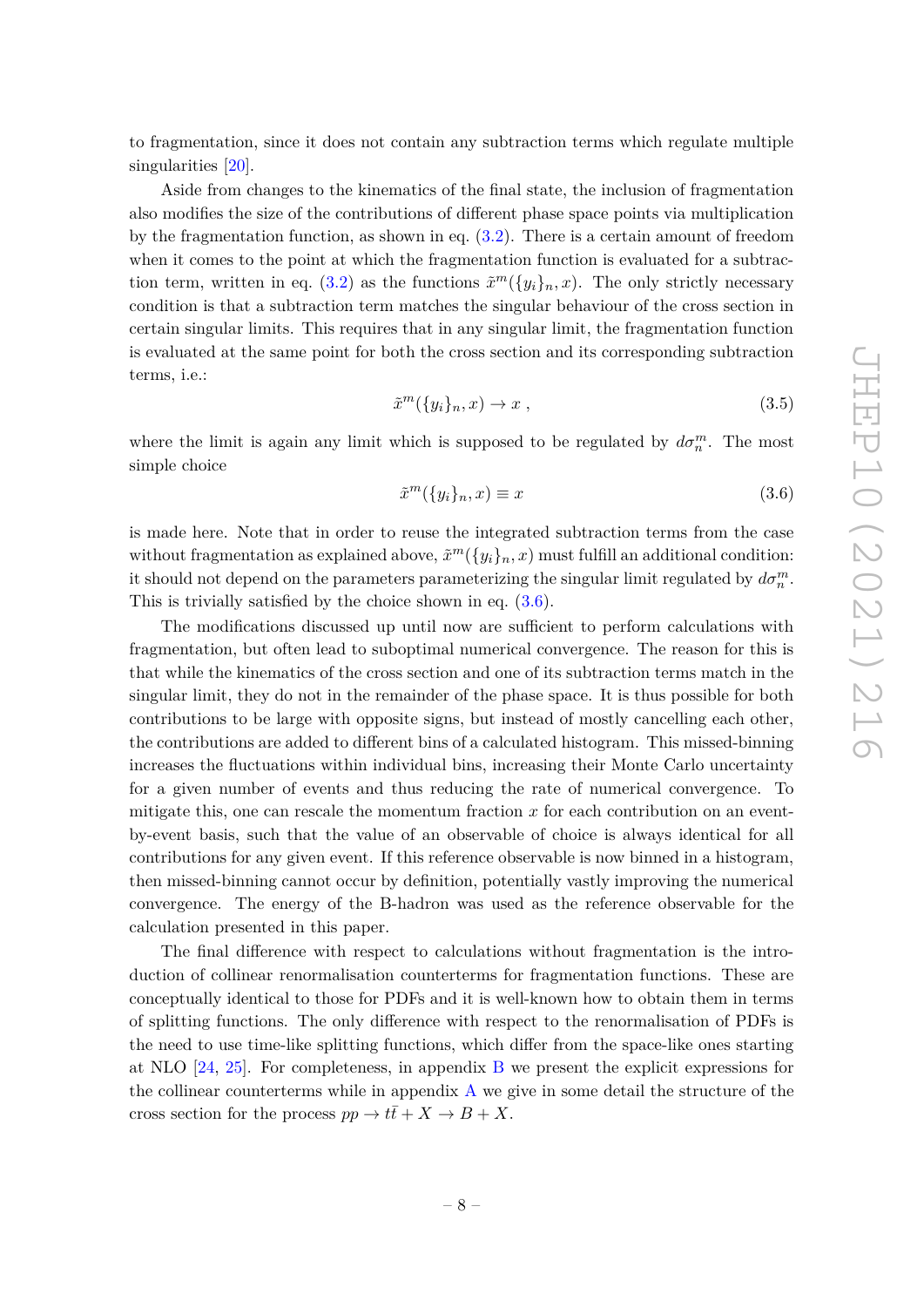to fragmentation, since it does not contain any subtraction terms which regulate multiple singularities [20].

Aside from changes to the kinematics of the final state, the inclusion of fragmentation also modifies the size of the contributions of different phase space points via multiplication by the fragmentation function, as shown in eq. (3.2). There is a certain amount of freedom when it comes to the point at which the fragmentation function is evaluated for a subtraction term, written in eq. (3.2) as the functions $\tilde{x}^m(\{y_i\}_n, x)$. The only strictly necessary condition is that a subtraction term matches the singular behaviour of the cross section in certain singular limits. This requires that in any singular limit, the fragmentation function is evaluated at the same point for both the cross section and its corresponding subtraction terms, i.e.:

$$\tilde{x}^m(\{y_i\}_n, x) \to x \ , \tag{3.5}$$

where the limit is again any limit which is supposed to be regulated by $d\sigma_n^m$. The most simple choice

$$\tilde{x}^m(\{y_i\}_n, x) \equiv x \tag{3.6}$$

is made here. Note that in order to reuse the integrated subtraction terms from the case without fragmentation as explained above, $\tilde{x}^m(\{y_i\}_n, x)$ must fulfill an additional condition: it should not depend on the parameters parameterizing the singular limit regulated by $d\sigma_n^m$. This is trivially satisfied by the choice shown in eq. (3.6).

The modifications discussed up until now are sufficient to perform calculations with fragmentation, but often lead to suboptimal numerical convergence. The reason for this is that while the kinematics of the cross section and one of its subtraction terms match in the singular limit, they do not in the remainder of the phase space. It is thus possible for both contributions to be large with opposite signs, but instead of mostly cancelling each other, the contributions are added to different bins of a calculated histogram. This missed-binning increases the fluctuations within individual bins, increasing their Monte Carlo uncertainty for a given number of events and thus reducing the rate of numerical convergence. To mitigate this, one can rescale the momentum fraction $x$ for each contribution on an event-by-event basis, such that the value of an observable of choice is always identical for all contributions for any given event. If this reference observable is now binned in a histogram, then missed-binning cannot occur by definition, potentially vastly improving the numerical convergence. The energy of the B-hadron was used as the reference observable for the calculation presented in this paper.

The final difference with respect to calculations without fragmentation is the introduction of collinear renormalisation counterterms for fragmentation functions. These are conceptually identical to those for PDFs and it is well-known how to obtain them in terms of splitting functions. The only difference with respect to the renormalisation of PDFs is the need to use time-like splitting functions, which differ from the space-like ones starting at NLO [24, 25]. For completeness, in appendix B we present the explicit expressions for the collinear counterterms while in appendix A we give in some detail the structure of the cross section for the process $pp \to t\bar{t} + X \to B + X$.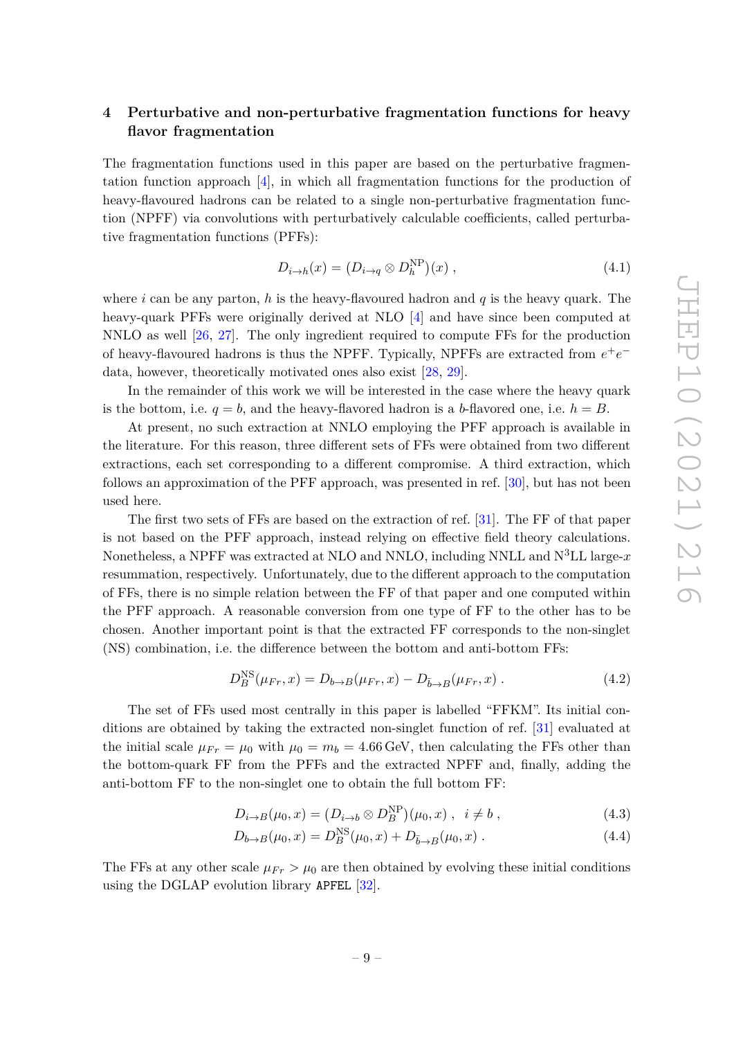## 4 Perturbative and non-perturbative fragmentation functions for heavy flavor fragmentation

The fragmentation functions used in this paper are based on the perturbative fragmentation function approach [4], in which all fragmentation functions for the production of heavy-flavoured hadrons can be related to a single non-perturbative fragmentation function (NPFF) via convolutions with perturbatively calculable coefficients, called perturbative fragmentation functions (PFFs):

$$D_{i\to h}(x) = (D_{i\to q} \otimes D_h^{\rm NP})(x) \; , \tag{4.1}$$

where $i$ can be any parton, $h$ is the heavy-flavoured hadron and $q$ is the heavy quark. The heavy-quark PFFs were originally derived at NLO [4] and have since been computed at NNLO as well [26, 27]. The only ingredient required to compute FFs for the production of heavy-flavoured hadrons is thus the NPFF. Typically, NPFFs are extracted from $e^+e^-$ data, however, theoretically motivated ones also exist [28, 29].

In the remainder of this work we will be interested in the case where the heavy quark is the bottom, i.e. $q = b$, and the heavy-flavored hadron is a $b$-flavored one, i.e. $h = B$.

At present, no such extraction at NNLO employing the PFF approach is available in the literature. For this reason, three different sets of FFs were obtained from two different extractions, each set corresponding to a different compromise. A third extraction, which follows an approximation of the PFF approach, was presented in ref. [30], but has not been used here.

The first two sets of FFs are based on the extraction of ref. [31]. The FF of that paper is not based on the PFF approach, instead relying on effective field theory calculations. Nonetheless, a NPFF was extracted at NLO and NNLO, including NNLL and N$^3$LL large-$x$ resummation, respectively. Unfortunately, due to the different approach to the computation of FFs, there is no simple relation between the FF of that paper and one computed within the PFF approach. A reasonable conversion from one type of FF to the other has to be chosen. Another important point is that the extracted FF corresponds to the non-singlet (NS) combination, i.e. the difference between the bottom and anti-bottom FFs:

$$D_B^{\rm NS}(\mu_{Fr}, x) = D_{b\to B}(\mu_{Fr}, x) - D_{\bar{b}\to B}(\mu_{Fr}, x) \; . \tag{4.2}$$

The set of FFs used most centrally in this paper is labelled "FFKM". Its initial conditions are obtained by taking the extracted non-singlet function of ref. [31] evaluated at the initial scale $\mu_{Fr} = \mu_0$ with $\mu_0 = m_b = 4.66\,\text{GeV}$, then calculating the FFs other than the bottom-quark FF from the PFFs and the extracted NPFF and, finally, adding the anti-bottom FF to the non-singlet one to obtain the full bottom FF:

$$D_{i\to B}(\mu_0, x) = (D_{i\to b} \otimes D_B^{\rm NP})(\mu_0, x) \; , \quad i \neq b \; , \tag{4.3}$$

$$D_{b\to B}(\mu_0, x) = D_B^{\rm NS}(\mu_0, x) + D_{\bar{b}\to B}(\mu_0, x) \; . \tag{4.4}$$

The FFs at any other scale $\mu_{Fr} > \mu_0$ are then obtained by evolving these initial conditions using the DGLAP evolution library APFEL [32].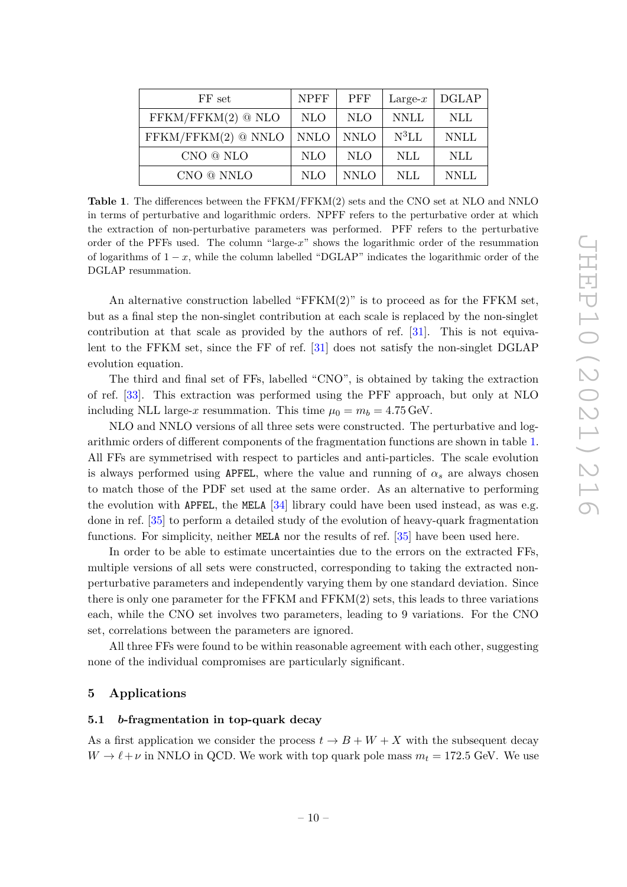| FF set | NPFF | PFF | Large-$x$ | DGLAP |
|---|---|---|---|---|
| FFKM/FFKM(2) @ NLO | NLO | NLO | NNLL | NLL |
| FFKM/FFKM(2) @ NNLO | NNLO | NNLO | N$^3$LL | NNLL |
| CNO @ NLO | NLO | NLO | NLL | NLL |
| CNO @ NNLO | NLO | NNLO | NLL | NNLL |

**Table 1**. The differences between the FFKM/FFKM(2) sets and the CNO set at NLO and NNLO in terms of perturbative and logarithmic orders. NPFF refers to the perturbative order at which the extraction of non-perturbative parameters was performed. PFF refers to the perturbative order of the PFFs used. The column "large-$x$" shows the logarithmic order of the resummation of logarithms of $1 - x$, while the column labelled "DGLAP" indicates the logarithmic order of the DGLAP resummation.

An alternative construction labelled "FFKM(2)" is to proceed as for the FFKM set, but as a final step the non-singlet contribution at each scale is replaced by the non-singlet contribution at that scale as provided by the authors of ref. [31]. This is not equivalent to the FFKM set, since the FF of ref. [31] does not satisfy the non-singlet DGLAP evolution equation.

The third and final set of FFs, labelled "CNO", is obtained by taking the extraction of ref. [33]. This extraction was performed using the PFF approach, but only at NLO including NLL large-$x$ resummation. This time $\mu_0 = m_b = 4.75\,\text{GeV}$.

NLO and NNLO versions of all three sets were constructed. The perturbative and logarithmic orders of different components of the fragmentation functions are shown in table 1. All FFs are symmetrised with respect to particles and anti-particles. The scale evolution is always performed using `APFEL`, where the value and running of $\alpha_s$ are always chosen to match those of the PDF set used at the same order. As an alternative to performing the evolution with `APFEL`, the `MELA` [34] library could have been used instead, as was e.g. done in ref. [35] to perform a detailed study of the evolution of heavy-quark fragmentation functions. For simplicity, neither `MELA` nor the results of ref. [35] have been used here.

In order to be able to estimate uncertainties due to the errors on the extracted FFs, multiple versions of all sets were constructed, corresponding to taking the extracted non-perturbative parameters and independently varying them by one standard deviation. Since there is only one parameter for the FFKM and FFKM(2) sets, this leads to three variations each, while the CNO set involves two parameters, leading to 9 variations. For the CNO set, correlations between the parameters are ignored.

All three FFs were found to be within reasonable agreement with each other, suggesting none of the individual compromises are particularly significant.

## 5 Applications

### 5.1 $b$-fragmentation in top-quark decay

As a first application we consider the process $t \to B + W + X$ with the subsequent decay $W \to \ell + \nu$ in NNLO in QCD. We work with top quark pole mass $m_t = 172.5$ GeV. We use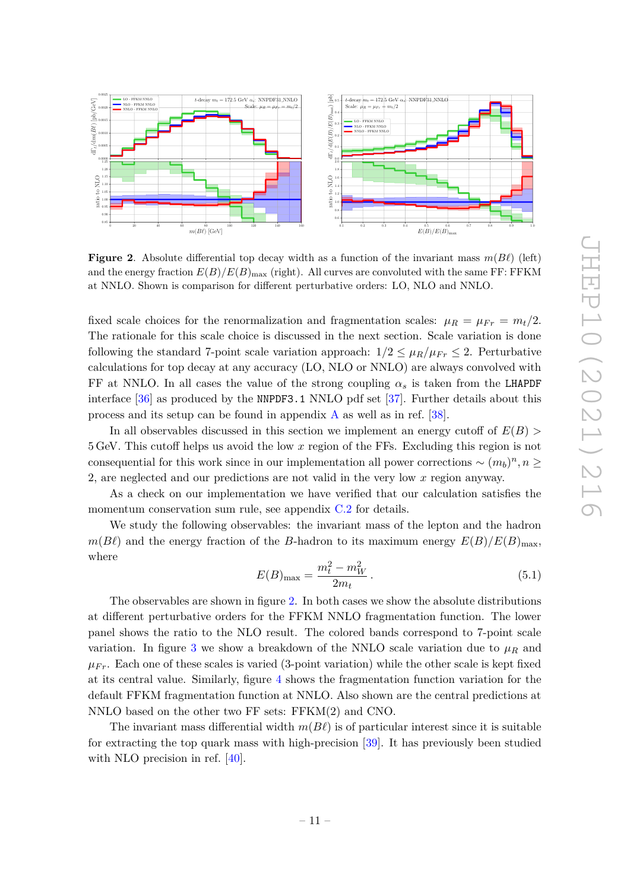**Figure 2**. Absolute differential top decay width as a function of the invariant mass $m(B\ell)$ (left) and the energy fraction $E(B)/E(B)_{\max}$ (right). All curves are convoluted with the same FF: FFKM at NNLO. Shown is comparison for different perturbative orders: LO, NLO and NNLO.

fixed scale choices for the renormalization and fragmentation scales: $\mu_R = \mu_{Fr} = m_t/2$. The rationale for this scale choice is discussed in the next section. Scale variation is done following the standard 7-point scale variation approach: $1/2 \leq \mu_R/\mu_{Fr} \leq 2$. Perturbative calculations for top decay at any accuracy (LO, NLO or NNLO) are always convolved with FF at NNLO. In all cases the value of the strong coupling $\alpha_s$ is taken from the `LHAPDF` interface [36] as produced by the `NNPDF3.1` NNLO pdf set [37]. Further details about this process and its setup can be found in appendix A as well as in ref. [38].

In all observables discussed in this section we implement an energy cutoff of $E(B) > 5\,\text{GeV}$. This cutoff helps us avoid the low $x$ region of the FFs. Excluding this region is not consequential for this work since in our implementation all power corrections $\sim (m_b)^n, n \geq 2$, are neglected and our predictions are not valid in the very low $x$ region anyway.

As a check on our implementation we have verified that our calculation satisfies the momentum conservation sum rule, see appendix C.2 for details.

We study the following observables: the invariant mass of the lepton and the hadron $m(B\ell)$ and the energy fraction of the $B$-hadron to its maximum energy $E(B)/E(B)_{\max}$, where

$$E(B)_{\max} = \frac{m_t^2 - m_W^2}{2m_t}\,. \tag{5.1}$$

The observables are shown in figure 2. In both cases we show the absolute distributions at different perturbative orders for the FFKM NNLO fragmentation function. The lower panel shows the ratio to the NLO result. The colored bands correspond to 7-point scale variation. In figure 3 we show a breakdown of the NNLO scale variation due to $\mu_R$ and $\mu_{Fr}$. Each one of these scales is varied (3-point variation) while the other scale is kept fixed at its central value. Similarly, figure 4 shows the fragmentation function variation for the default FFKM fragmentation function at NNLO. Also shown are the central predictions at NNLO based on the other two FF sets: FFKM(2) and CNO.

The invariant mass differential width $m(B\ell)$ is of particular interest since it is suitable for extracting the top quark mass with high-precision [39]. It has previously been studied with NLO precision in ref. [40].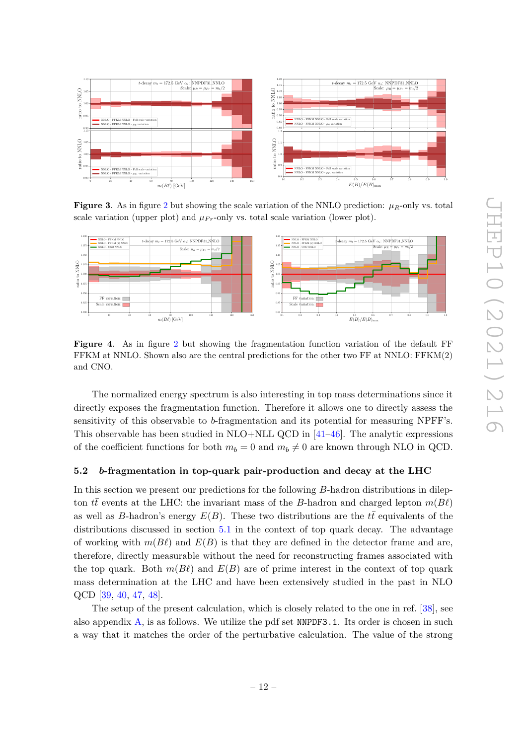**Figure 3**. As in figure 2 but showing the scale variation of the NNLO prediction: $\mu_R$-only vs. total scale variation (upper plot) and $\mu_{Fr}$-only vs. total scale variation (lower plot).

**Figure 4**. As in figure 2 but showing the fragmentation function variation of the default FF FFKM at NNLO. Shown also are the central predictions for the other two FF at NNLO: FFKM(2) and CNO.

The normalized energy spectrum is also interesting in top mass determinations since it directly exposes the fragmentation function. Therefore it allows one to directly assess the sensitivity of this observable to $b$-fragmentation and its potential for measuring NPFF's. This observable has been studied in NLO+NLL QCD in [41–46]. The analytic expressions of the coefficient functions for both $m_b = 0$ and $m_b \neq 0$ are known through NLO in QCD.

### 5.2 $b$-fragmentation in top-quark pair-production and decay at the LHC

In this section we present our predictions for the following $B$-hadron distributions in dilepton $t\bar{t}$ events at the LHC: the invariant mass of the $B$-hadron and charged lepton $m(B\ell)$ as well as $B$-hadron's energy $E(B)$. These two distributions are the $t\bar{t}$ equivalents of the distributions discussed in section 5.1 in the context of top quark decay. The advantage of working with $m(B\ell)$ and $E(B)$ is that they are defined in the detector frame and are, therefore, directly measurable without the need for reconstructing frames associated with the top quark. Both $m(B\ell)$ and $E(B)$ are of prime interest in the context of top quark mass determination at the LHC and have been extensively studied in the past in NLO QCD [39, 40, 47, 48].

The setup of the present calculation, which is closely related to the one in ref. [38], see also appendix A, is as follows. We utilize the pdf set `NNPDF3.1`. Its order is chosen in such a way that it matches the order of the perturbative calculation. The value of the strong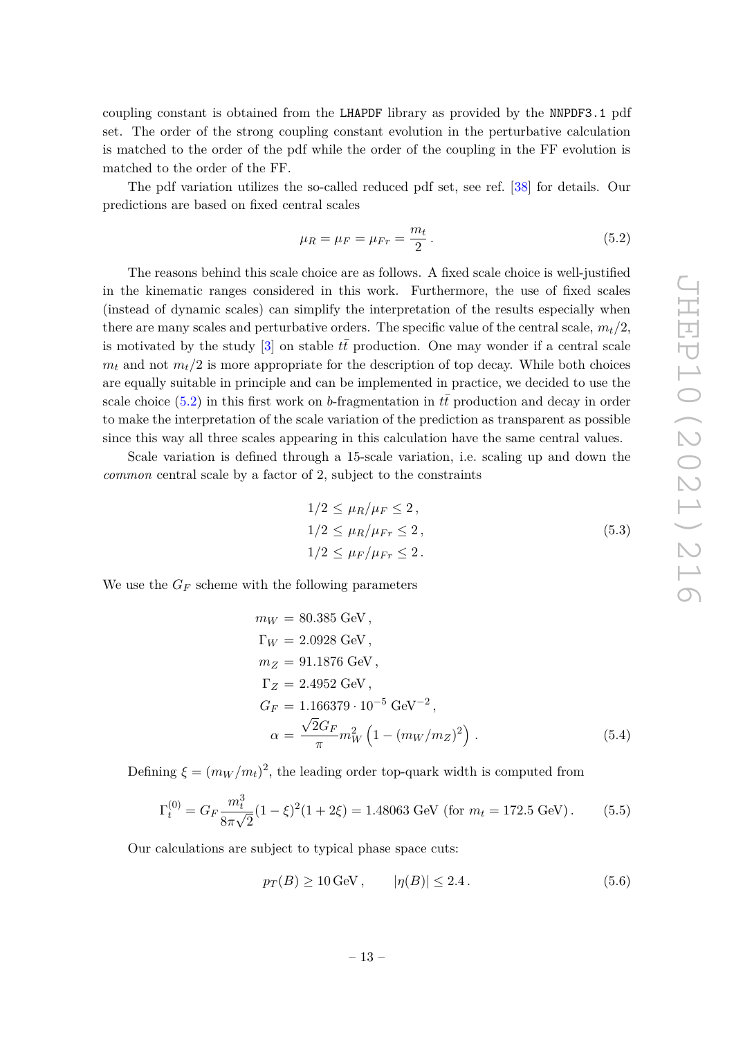coupling constant is obtained from the `LHAPDF` library as provided by the `NNPDF3.1` pdf set. The order of the strong coupling constant evolution in the perturbative calculation is matched to the order of the pdf while the order of the coupling in the FF evolution is matched to the order of the FF.

The pdf variation utilizes the so-called reduced pdf set, see ref. [38] for details. Our predictions are based on fixed central scales

$$\mu_R = \mu_F = \mu_{Fr} = \frac{m_t}{2} \,. \tag{5.2}$$

The reasons behind this scale choice are as follows. A fixed scale choice is well-justified in the kinematic ranges considered in this work. Furthermore, the use of fixed scales (instead of dynamic scales) can simplify the interpretation of the results especially when there are many scales and perturbative orders. The specific value of the central scale, $m_t/2$, is motivated by the study [3] on stable $t\bar{t}$ production. One may wonder if a central scale $m_t$ and not $m_t/2$ is more appropriate for the description of top decay. While both choices are equally suitable in principle and can be implemented in practice, we decided to use the scale choice (5.2) in this first work on $b$-fragmentation in $t\bar{t}$ production and decay in order to make the interpretation of the scale variation of the prediction as transparent as possible since this way all three scales appearing in this calculation have the same central values.

Scale variation is defined through a 15-scale variation, i.e. scaling up and down the *common* central scale by a factor of 2, subject to the constraints

$$\begin{aligned}
1/2 &\leq \mu_R/\mu_F \leq 2 \,, \\
1/2 &\leq \mu_R/\mu_{Fr} \leq 2 \,, \\
1/2 &\leq \mu_F/\mu_{Fr} \leq 2 \,.
\end{aligned} \tag{5.3}$$

We use the $G_F$ scheme with the following parameters

$$\begin{aligned}
m_W &= 80.385 \text{ GeV} \,, \\
\Gamma_W &= 2.0928 \text{ GeV} \,, \\
m_Z &= 91.1876 \text{ GeV} \,, \\
\Gamma_Z &= 2.4952 \text{ GeV} \,, \\
G_F &= 1.166379 \cdot 10^{-5} \text{ GeV}^{-2} \,, \\
\alpha &= \frac{\sqrt{2} G_F}{\pi} m_W^2 \left(1 - (m_W/m_Z)^2\right) .
\end{aligned} \tag{5.4}$$

Defining $\xi = (m_W/m_t)^2$, the leading order top-quark width is computed from

$$\Gamma_t^{(0)} = G_F \frac{m_t^3}{8\pi\sqrt{2}} (1-\xi)^2 (1+2\xi) = 1.48063 \text{ GeV (for } m_t = 172.5 \text{ GeV)} \,. \tag{5.5}$$

Our calculations are subject to typical phase space cuts:

$$p_T(B) \geq 10\,\text{GeV} \,, \qquad |\eta(B)| \leq 2.4 \,. \tag{5.6}$$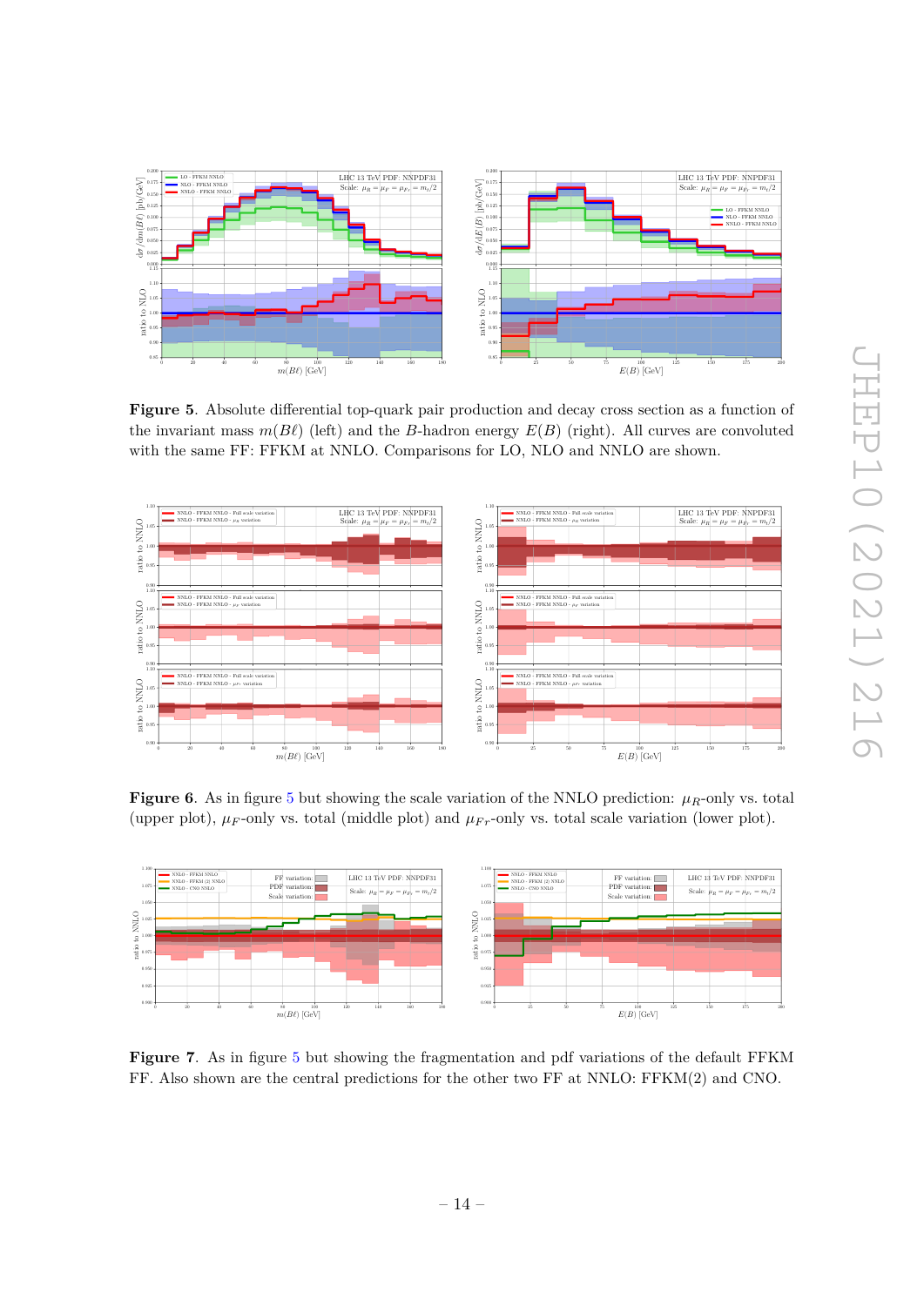**Figure 5**. Absolute differential top-quark pair production and decay cross section as a function of the invariant mass $m(B\ell)$ (left) and the $B$-hadron energy $E(B)$ (right). All curves are convoluted with the same FF: FFKM at NNLO. Comparisons for LO, NLO and NNLO are shown.

**Figure 6**. As in figure 5 but showing the scale variation of the NNLO prediction: $\mu_R$-only vs. total (upper plot), $\mu_F$-only vs. total (middle plot) and $\mu_{Fr}$-only vs. total scale variation (lower plot).

**Figure 7**. As in figure 5 but showing the fragmentation and pdf variations of the default FFKM FF. Also shown are the central predictions for the other two FF at NNLO: FFKM(2) and CNO.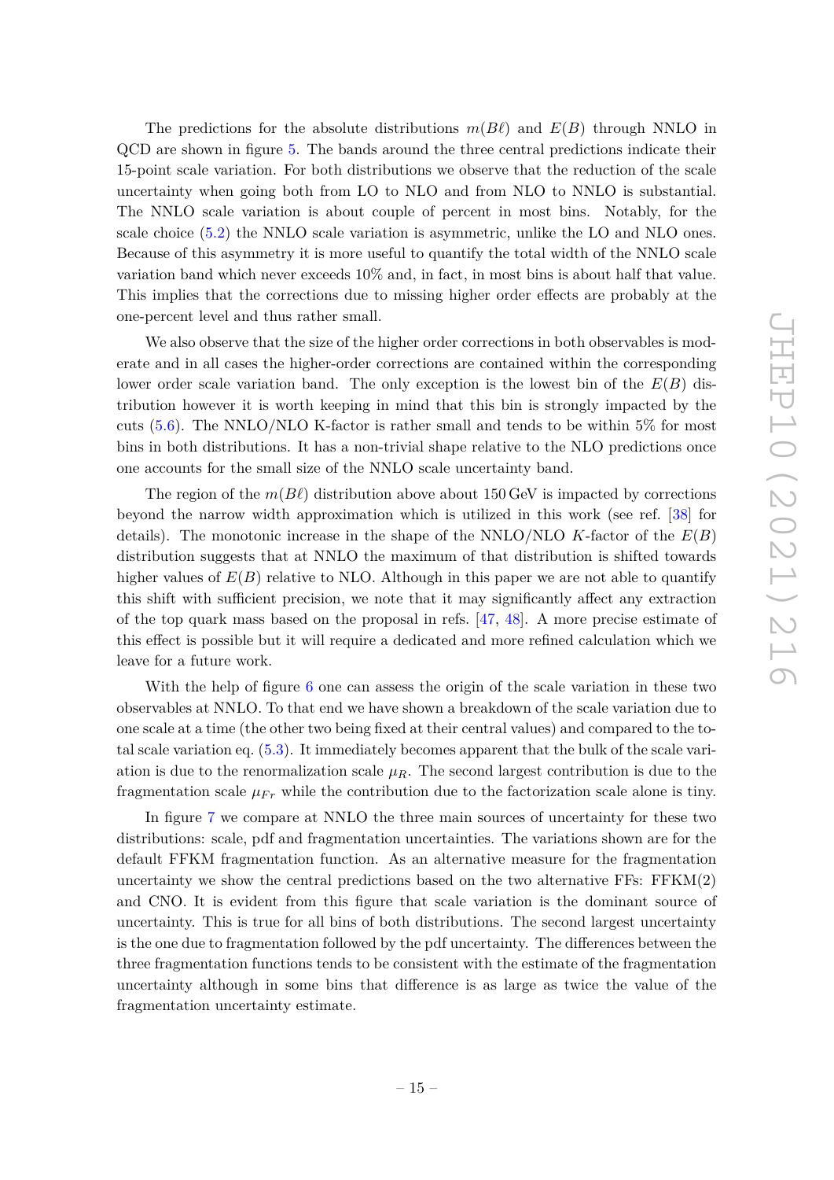The predictions for the absolute distributions $m(B\ell)$ and $E(B)$ through NNLO in QCD are shown in figure 5. The bands around the three central predictions indicate their 15-point scale variation. For both distributions we observe that the reduction of the scale uncertainty when going both from LO to NLO and from NLO to NNLO is substantial. The NNLO scale variation is about couple of percent in most bins. Notably, for the scale choice (5.2) the NNLO scale variation is asymmetric, unlike the LO and NLO ones. Because of this asymmetry it is more useful to quantify the total width of the NNLO scale variation band which never exceeds 10% and, in fact, in most bins is about half that value. This implies that the corrections due to missing higher order effects are probably at the one-percent level and thus rather small.

We also observe that the size of the higher order corrections in both observables is moderate and in all cases the higher-order corrections are contained within the corresponding lower order scale variation band. The only exception is the lowest bin of the $E(B)$ distribution however it is worth keeping in mind that this bin is strongly impacted by the cuts (5.6). The NNLO/NLO K-factor is rather small and tends to be within 5% for most bins in both distributions. It has a non-trivial shape relative to the NLO predictions once one accounts for the small size of the NNLO scale uncertainty band.

The region of the $m(B\ell)$ distribution above about 150 GeV is impacted by corrections beyond the narrow width approximation which is utilized in this work (see ref. [38] for details). The monotonic increase in the shape of the NNLO/NLO $K$-factor of the $E(B)$ distribution suggests that at NNLO the maximum of that distribution is shifted towards higher values of $E(B)$ relative to NLO. Although in this paper we are not able to quantify this shift with sufficient precision, we note that it may significantly affect any extraction of the top quark mass based on the proposal in refs. [47, 48]. A more precise estimate of this effect is possible but it will require a dedicated and more refined calculation which we leave for a future work.

With the help of figure 6 one can assess the origin of the scale variation in these two observables at NNLO. To that end we have shown a breakdown of the scale variation due to one scale at a time (the other two being fixed at their central values) and compared to the total scale variation eq. (5.3). It immediately becomes apparent that the bulk of the scale variation is due to the renormalization scale $\mu_R$. The second largest contribution is due to the fragmentation scale $\mu_{Fr}$ while the contribution due to the factorization scale alone is tiny.

In figure 7 we compare at NNLO the three main sources of uncertainty for these two distributions: scale, pdf and fragmentation uncertainties. The variations shown are for the default FFKM fragmentation function. As an alternative measure for the fragmentation uncertainty we show the central predictions based on the two alternative FFs: FFKM(2) and CNO. It is evident from this figure that scale variation is the dominant source of uncertainty. This is true for all bins of both distributions. The second largest uncertainty is the one due to fragmentation followed by the pdf uncertainty. The differences between the three fragmentation functions tends to be consistent with the estimate of the fragmentation uncertainty although in some bins that difference is as large as twice the value of the fragmentation uncertainty estimate.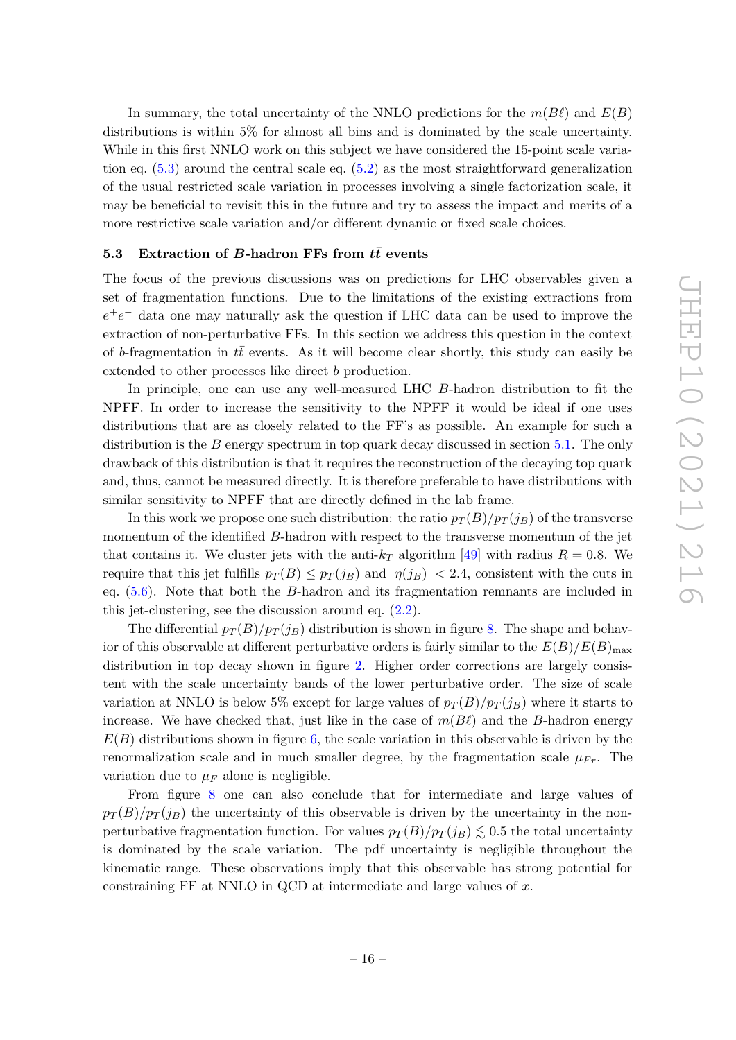In summary, the total uncertainty of the NNLO predictions for the $m(B\ell)$ and $E(B)$ distributions is within 5% for almost all bins and is dominated by the scale uncertainty. While in this first NNLO work on this subject we have considered the 15-point scale variation eq. (5.3) around the central scale eq. (5.2) as the most straightforward generalization of the usual restricted scale variation in processes involving a single factorization scale, it may be beneficial to revisit this in the future and try to assess the impact and merits of a more restrictive scale variation and/or different dynamic or fixed scale choices.

### 5.3 Extraction of $B$-hadron FFs from $t\bar{t}$ events

The focus of the previous discussions was on predictions for LHC observables given a set of fragmentation functions. Due to the limitations of the existing extractions from $e^+e^-$ data one may naturally ask the question if LHC data can be used to improve the extraction of non-perturbative FFs. In this section we address this question in the context of $b$-fragmentation in $t\bar{t}$ events. As it will become clear shortly, this study can easily be extended to other processes like direct $b$ production.

In principle, one can use any well-measured LHC $B$-hadron distribution to fit the NPFF. In order to increase the sensitivity to the NPFF it would be ideal if one uses distributions that are as closely related to the FF's as possible. An example for such a distribution is the $B$ energy spectrum in top quark decay discussed in section 5.1. The only drawback of this distribution is that it requires the reconstruction of the decaying top quark and, thus, cannot be measured directly. It is therefore preferable to have distributions with similar sensitivity to NPFF that are directly defined in the lab frame.

In this work we propose one such distribution: the ratio $p_T(B)/p_T(j_B)$ of the transverse momentum of the identified $B$-hadron with respect to the transverse momentum of the jet that contains it. We cluster jets with the anti-$k_T$ algorithm [49] with radius $R = 0.8$. We require that this jet fulfills $p_T(B) \leq p_T(j_B)$ and $|\eta(j_B)| < 2.4$, consistent with the cuts in eq. (5.6). Note that both the $B$-hadron and its fragmentation remnants are included in this jet-clustering, see the discussion around eq. (2.2).

The differential $p_T(B)/p_T(j_B)$ distribution is shown in figure 8. The shape and behavior of this observable at different perturbative orders is fairly similar to the $E(B)/E(B)_{\rm max}$ distribution in top decay shown in figure 2. Higher order corrections are largely consistent with the scale uncertainty bands of the lower perturbative order. The size of scale variation at NNLO is below 5% except for large values of $p_T(B)/p_T(j_B)$ where it starts to increase. We have checked that, just like in the case of $m(B\ell)$ and the $B$-hadron energy $E(B)$ distributions shown in figure 6, the scale variation in this observable is driven by the renormalization scale and in much smaller degree, by the fragmentation scale $\mu_{Fr}$. The variation due to $\mu_F$ alone is negligible.

From figure 8 one can also conclude that for intermediate and large values of $p_T(B)/p_T(j_B)$ the uncertainty of this observable is driven by the uncertainty in the non-perturbative fragmentation function. For values $p_T(B)/p_T(j_B) \lesssim 0.5$ the total uncertainty is dominated by the scale variation. The pdf uncertainty is negligible throughout the kinematic range. These observations imply that this observable has strong potential for constraining FF at NNLO in QCD at intermediate and large values of $x$.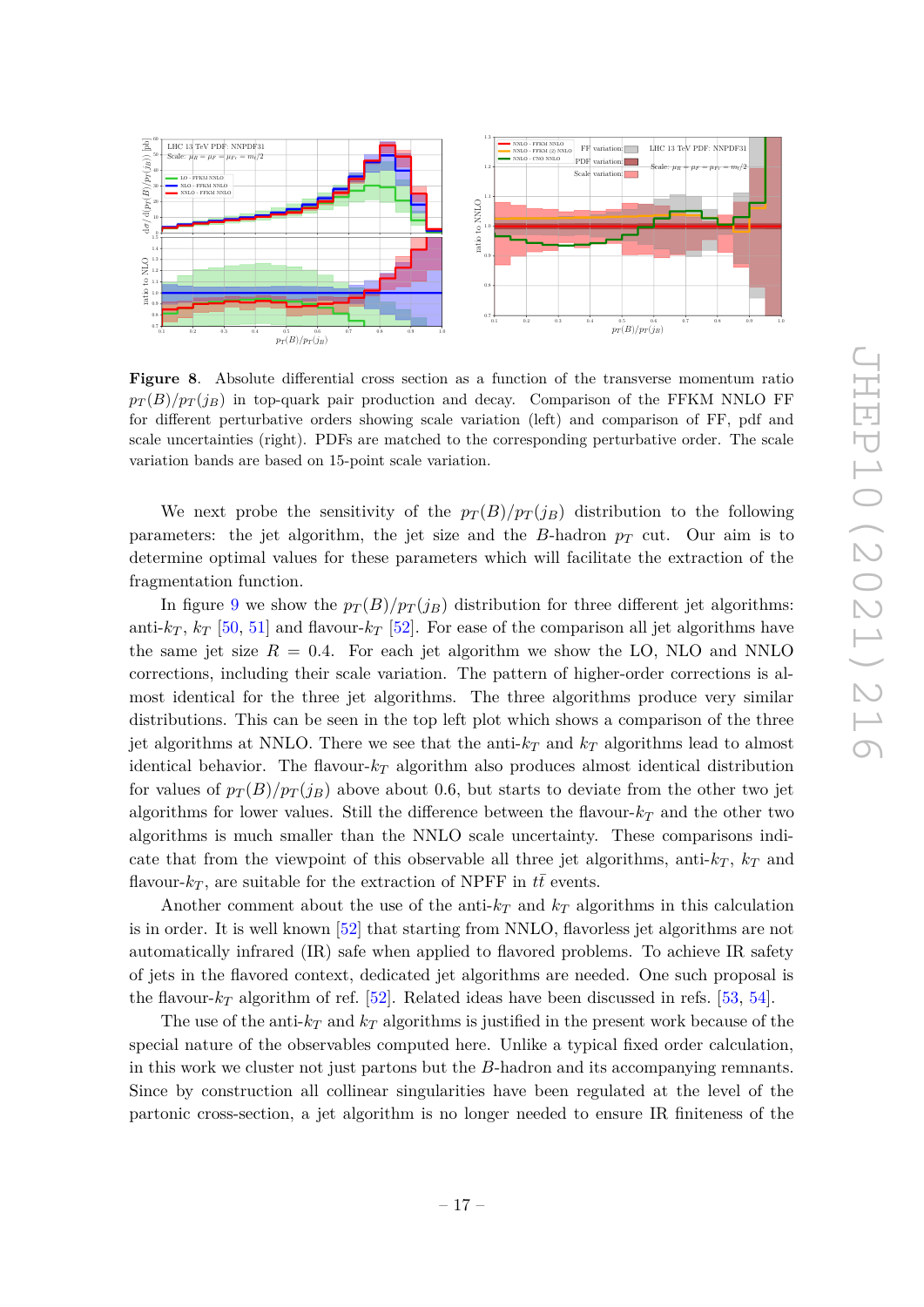**Figure 8**. Absolute differential cross section as a function of the transverse momentum ratio $p_T(B)/p_T(j_B)$ in top-quark pair production and decay. Comparison of the FFKM NNLO FF for different perturbative orders showing scale variation (left) and comparison of FF, pdf and scale uncertainties (right). PDFs are matched to the corresponding perturbative order. The scale variation bands are based on 15-point scale variation.

We next probe the sensitivity of the $p_T(B)/p_T(j_B)$ distribution to the following parameters: the jet algorithm, the jet size and the $B$-hadron $p_T$ cut. Our aim is to determine optimal values for these parameters which will facilitate the extraction of the fragmentation function.

In figure 9 we show the $p_T(B)/p_T(j_B)$ distribution for three different jet algorithms: anti-$k_T$, $k_T$ [50, 51] and flavour-$k_T$ [52]. For ease of the comparison all jet algorithms have the same jet size $R = 0.4$. For each jet algorithm we show the LO, NLO and NNLO corrections, including their scale variation. The pattern of higher-order corrections is almost identical for the three jet algorithms. The three algorithms produce very similar distributions. This can be seen in the top left plot which shows a comparison of the three jet algorithms at NNLO. There we see that the anti-$k_T$ and $k_T$ algorithms lead to almost identical behavior. The flavour-$k_T$ algorithm also produces almost identical distribution for values of $p_T(B)/p_T(j_B)$ above about 0.6, but starts to deviate from the other two jet algorithms for lower values. Still the difference between the flavour-$k_T$ and the other two algorithms is much smaller than the NNLO scale uncertainty. These comparisons indicate that from the viewpoint of this observable all three jet algorithms, anti-$k_T$, $k_T$ and flavour-$k_T$, are suitable for the extraction of NPFF in $t\bar{t}$ events.

Another comment about the use of the anti-$k_T$ and $k_T$ algorithms in this calculation is in order. It is well known [52] that starting from NNLO, flavorless jet algorithms are not automatically infrared (IR) safe when applied to flavored problems. To achieve IR safety of jets in the flavored context, dedicated jet algorithms are needed. One such proposal is the flavour-$k_T$ algorithm of ref. [52]. Related ideas have been discussed in refs. [53, 54].

The use of the anti-$k_T$ and $k_T$ algorithms is justified in the present work because of the special nature of the observables computed here. Unlike a typical fixed order calculation, in this work we cluster not just partons but the $B$-hadron and its accompanying remnants. Since by construction all collinear singularities have been regulated at the level of the partonic cross-section, a jet algorithm is no longer needed to ensure IR finiteness of the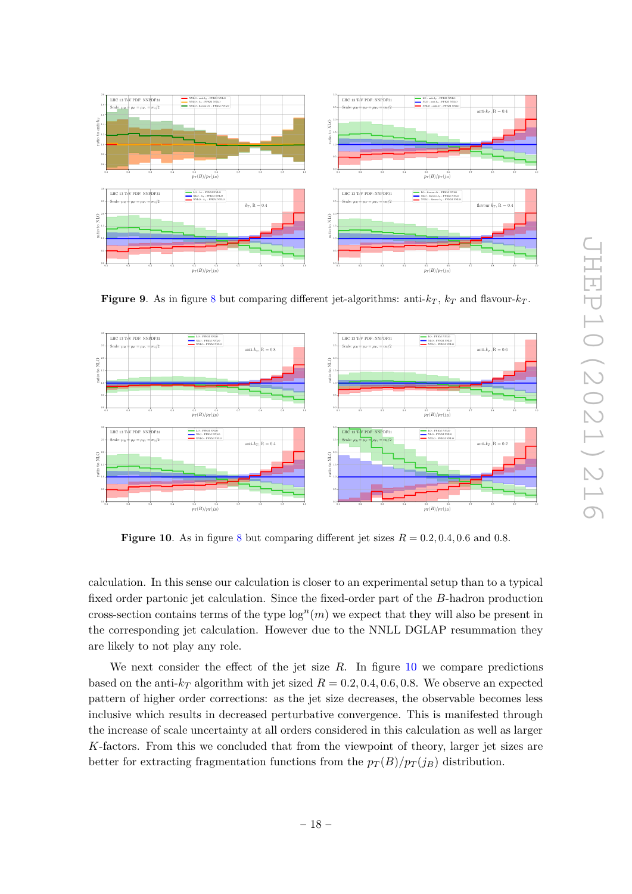**Figure 9**. As in figure 8 but comparing different jet-algorithms: anti-$k_T$, $k_T$ and flavour-$k_T$.

**Figure 10**. As in figure 8 but comparing different jet sizes $R = 0.2, 0.4, 0.6$ and $0.8$.

calculation. In this sense our calculation is closer to an experimental setup than to a typical fixed order partonic jet calculation. Since the fixed-order part of the $B$-hadron production cross-section contains terms of the type $\log^n(m)$ we expect that they will also be present in the corresponding jet calculation. However due to the NNLL DGLAP resummation they are likely to not play any role.

We next consider the effect of the jet size $R$. In figure 10 we compare predictions based on the anti-$k_T$ algorithm with jet sized $R = 0.2, 0.4, 0.6, 0.8$. We observe an expected pattern of higher order corrections: as the jet size decreases, the observable becomes less inclusive which results in decreased perturbative convergence. This is manifested through the increase of scale uncertainty at all orders considered in this calculation as well as larger $K$-factors. From this we concluded that from the viewpoint of theory, larger jet sizes are better for extracting fragmentation functions from the $p_T(B)/p_T(j_B)$ distribution.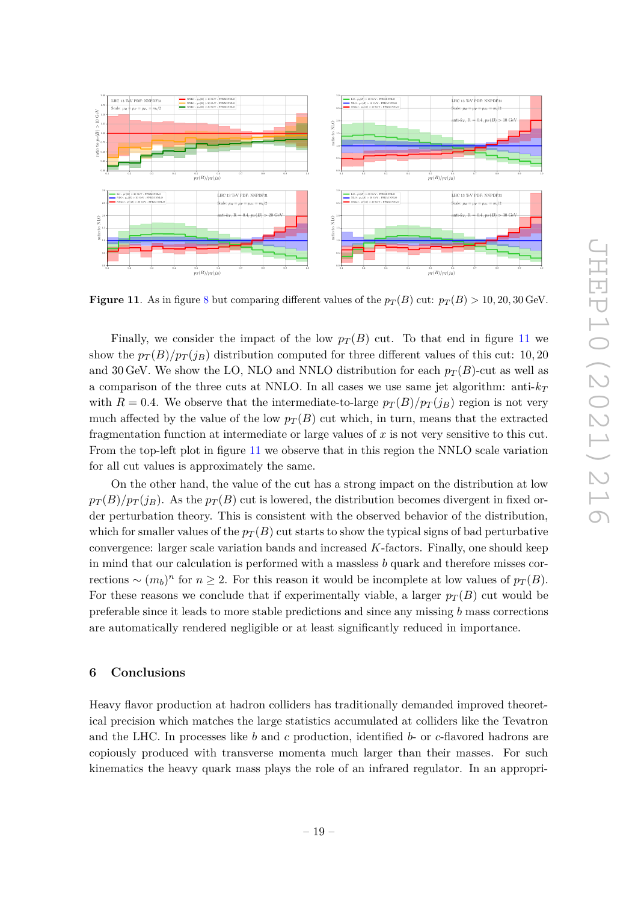**Figure 11**. As in figure 8 but comparing different values of the $p_T(B)$ cut: $p_T(B) > 10, 20, 30$ GeV.

Finally, we consider the impact of the low $p_T(B)$ cut. To that end in figure 11 we show the $p_T(B)/p_T(j_B)$ distribution computed for three different values of this cut: 10, 20 and 30 GeV. We show the LO, NLO and NNLO distribution for each $p_T(B)$-cut as well as a comparison of the three cuts at NNLO. In all cases we use same jet algorithm: anti-$k_T$ with $R = 0.4$. We observe that the intermediate-to-large $p_T(B)/p_T(j_B)$ region is not very much affected by the value of the low $p_T(B)$ cut which, in turn, means that the extracted fragmentation function at intermediate or large values of $x$ is not very sensitive to this cut. From the top-left plot in figure 11 we observe that in this region the NNLO scale variation for all cut values is approximately the same.

On the other hand, the value of the cut has a strong impact on the distribution at low $p_T(B)/p_T(j_B)$. As the $p_T(B)$ cut is lowered, the distribution becomes divergent in fixed order perturbation theory. This is consistent with the observed behavior of the distribution, which for smaller values of the $p_T(B)$ cut starts to show the typical signs of bad perturbative convergence: larger scale variation bands and increased $K$-factors. Finally, one should keep in mind that our calculation is performed with a massless $b$ quark and therefore misses corrections $\sim (m_b)^n$ for $n \geq 2$. For this reason it would be incomplete at low values of $p_T(B)$. For these reasons we conclude that if experimentally viable, a larger $p_T(B)$ cut would be preferable since it leads to more stable predictions and since any missing $b$ mass corrections are automatically rendered negligible or at least significantly reduced in importance.

## 6 Conclusions

Heavy flavor production at hadron colliders has traditionally demanded improved theoretical precision which matches the large statistics accumulated at colliders like the Tevatron and the LHC. In processes like $b$ and $c$ production, identified $b$- or $c$-flavored hadrons are copiously produced with transverse momenta much larger than their masses. For such kinematics the heavy quark mass plays the role of an infrared regulator. In an appropri-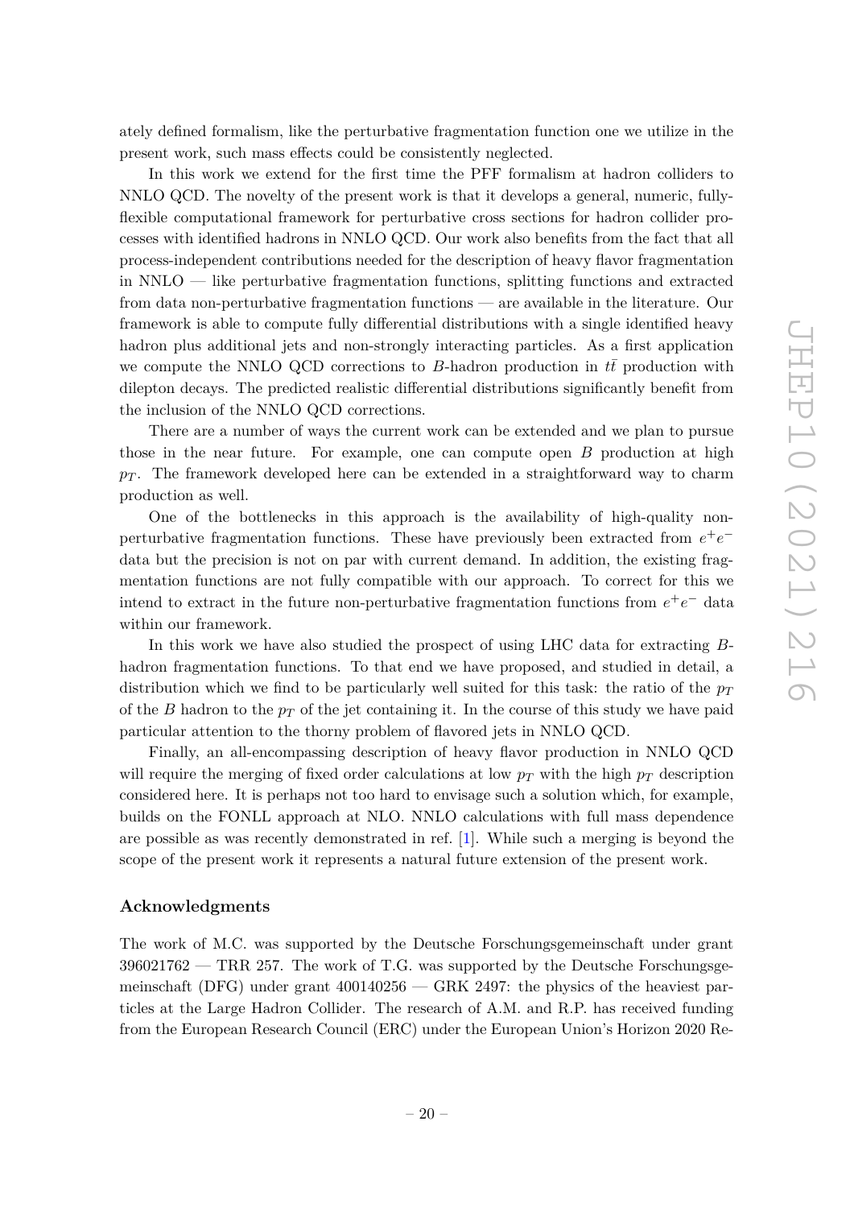ately defined formalism, like the perturbative fragmentation function one we utilize in the present work, such mass effects could be consistently neglected.

In this work we extend for the first time the PFF formalism at hadron colliders to NNLO QCD. The novelty of the present work is that it develops a general, numeric, fully-flexible computational framework for perturbative cross sections for hadron collider processes with identified hadrons in NNLO QCD. Our work also benefits from the fact that all process-independent contributions needed for the description of heavy flavor fragmentation in NNLO — like perturbative fragmentation functions, splitting functions and extracted from data non-perturbative fragmentation functions — are available in the literature. Our framework is able to compute fully differential distributions with a single identified heavy hadron plus additional jets and non-strongly interacting particles. As a first application we compute the NNLO QCD corrections to $B$-hadron production in $t\bar{t}$ production with dilepton decays. The predicted realistic differential distributions significantly benefit from the inclusion of the NNLO QCD corrections.

There are a number of ways the current work can be extended and we plan to pursue those in the near future. For example, one can compute open $B$ production at high $p_T$. The framework developed here can be extended in a straightforward way to charm production as well.

One of the bottlenecks in this approach is the availability of high-quality non-perturbative fragmentation functions. These have previously been extracted from $e^+e^-$ data but the precision is not on par with current demand. In addition, the existing fragmentation functions are not fully compatible with our approach. To correct for this we intend to extract in the future non-perturbative fragmentation functions from $e^+e^-$ data within our framework.

In this work we have also studied the prospect of using LHC data for extracting $B$-hadron fragmentation functions. To that end we have proposed, and studied in detail, a distribution which we find to be particularly well suited for this task: the ratio of the $p_T$ of the $B$ hadron to the $p_T$ of the jet containing it. In the course of this study we have paid particular attention to the thorny problem of flavored jets in NNLO QCD.

Finally, an all-encompassing description of heavy flavor production in NNLO QCD will require the merging of fixed order calculations at low $p_T$ with the high $p_T$ description considered here. It is perhaps not too hard to envisage such a solution which, for example, builds on the FONLL approach at NLO. NNLO calculations with full mass dependence are possible as was recently demonstrated in ref. [1]. While such a merging is beyond the scope of the present work it represents a natural future extension of the present work.

## Acknowledgments

The work of M.C. was supported by the Deutsche Forschungsgemeinschaft under grant 396021762 — TRR 257. The work of T.G. was supported by the Deutsche Forschungsgemeinschaft (DFG) under grant 400140256 — GRK 2497: the physics of the heaviest particles at the Large Hadron Collider. The research of A.M. and R.P. has received funding from the European Research Council (ERC) under the European Union's Horizon 2020 Re-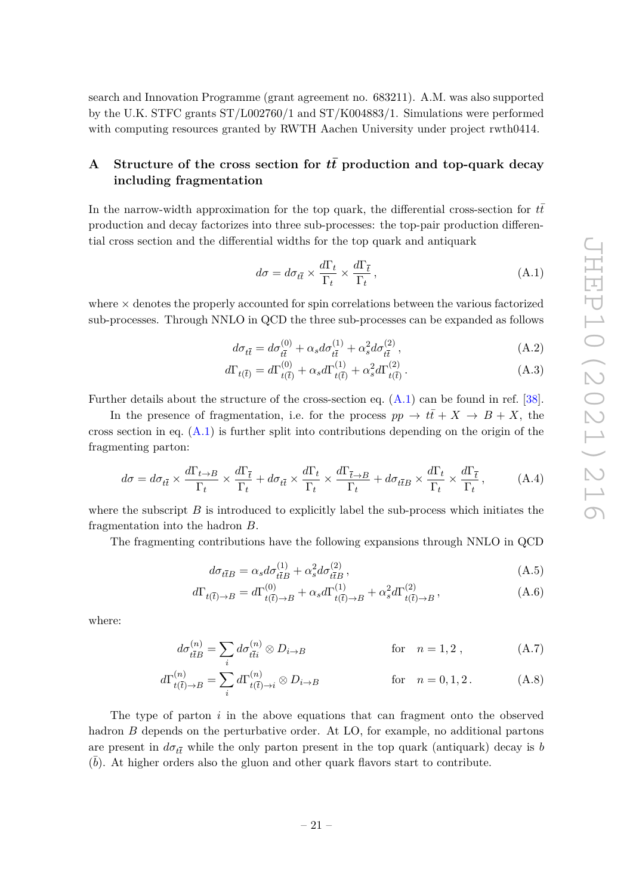search and Innovation Programme (grant agreement no. 683211). A.M. was also supported by the U.K. STFC grants ST/L002760/1 and ST/K004883/1. Simulations were performed with computing resources granted by RWTH Aachen University under project rwth0414.

# A Structure of the cross section for $t\bar{t}$ production and top-quark decay including fragmentation

In the narrow-width approximation for the top quark, the differential cross-section for $t\bar{t}$ production and decay factorizes into three sub-processes: the top-pair production differential cross section and the differential widths for the top quark and antiquark

$$d\sigma = d\sigma_{t\bar{t}} \times \frac{d\Gamma_t}{\Gamma_t} \times \frac{d\Gamma_{\bar{t}}}{\Gamma_t}\,, \tag{A.1}$$

where $\times$ denotes the properly accounted for spin correlations between the various factorized sub-processes. Through NNLO in QCD the three sub-processes can be expanded as follows

$$d\sigma_{t\bar{t}} = d\sigma^{(0)}_{t\bar{t}} + \alpha_s d\sigma^{(1)}_{t\bar{t}} + \alpha_s^2 d\sigma^{(2)}_{t\bar{t}}\,, \tag{A.2}$$

$$d\Gamma_{t(\bar{t})} = d\Gamma^{(0)}_{t(\bar{t})} + \alpha_s d\Gamma^{(1)}_{t(\bar{t})} + \alpha_s^2 d\Gamma^{(2)}_{t(\bar{t})}\,. \tag{A.3}$$

Further details about the structure of the cross-section eq. (A.1) can be found in ref. [38].

In the presence of fragmentation, i.e. for the process $pp \to t\bar{t} + X \to B + X$, the cross section in eq. (A.1) is further split into contributions depending on the origin of the fragmenting parton:

$$d\sigma = d\sigma_{t\bar{t}} \times \frac{d\Gamma_{t\to B}}{\Gamma_t} \times \frac{d\Gamma_{\bar{t}}}{\Gamma_t} + d\sigma_{t\bar{t}} \times \frac{d\Gamma_t}{\Gamma_t} \times \frac{d\Gamma_{\bar{t}\to B}}{\Gamma_t} + d\sigma_{t\bar{t}B} \times \frac{d\Gamma_t}{\Gamma_t} \times \frac{d\Gamma_{\bar{t}}}{\Gamma_t}\,, \tag{A.4}$$

where the subscript $B$ is introduced to explicitly label the sub-process which initiates the fragmentation into the hadron $B$.

The fragmenting contributions have the following expansions through NNLO in QCD

$$d\sigma_{t\bar{t}B} = \alpha_s d\sigma^{(1)}_{t\bar{t}B} + \alpha_s^2 d\sigma^{(2)}_{t\bar{t}B}\,, \tag{A.5}$$

$$d\Gamma_{t(\bar{t})\to B} = d\Gamma^{(0)}_{t(\bar{t})\to B} + \alpha_s d\Gamma^{(1)}_{t(\bar{t})\to B} + \alpha_s^2 d\Gamma^{(2)}_{t(\bar{t})\to B}\,, \tag{A.6}$$

where:

$$d\sigma^{(n)}_{t\bar{t}B} = \sum_i d\sigma^{(n)}_{t\bar{t}i} \otimes D_{i\to B} \qquad \text{for} \quad n = 1, 2\,, \tag{A.7}$$

$$d\Gamma^{(n)}_{t(\bar{t})\to B} = \sum_i d\Gamma^{(n)}_{t(\bar{t})\to i} \otimes D_{i\to B} \qquad \text{for} \quad n = 0, 1, 2\,. \tag{A.8}$$

The type of parton $i$ in the above equations that can fragment onto the observed hadron $B$ depends on the perturbative order. At LO, for example, no additional partons are present in $d\sigma_{t\bar{t}}$ while the only parton present in the top quark (antiquark) decay is $b$ ($\bar{b}$). At higher orders also the gluon and other quark flavors start to contribute.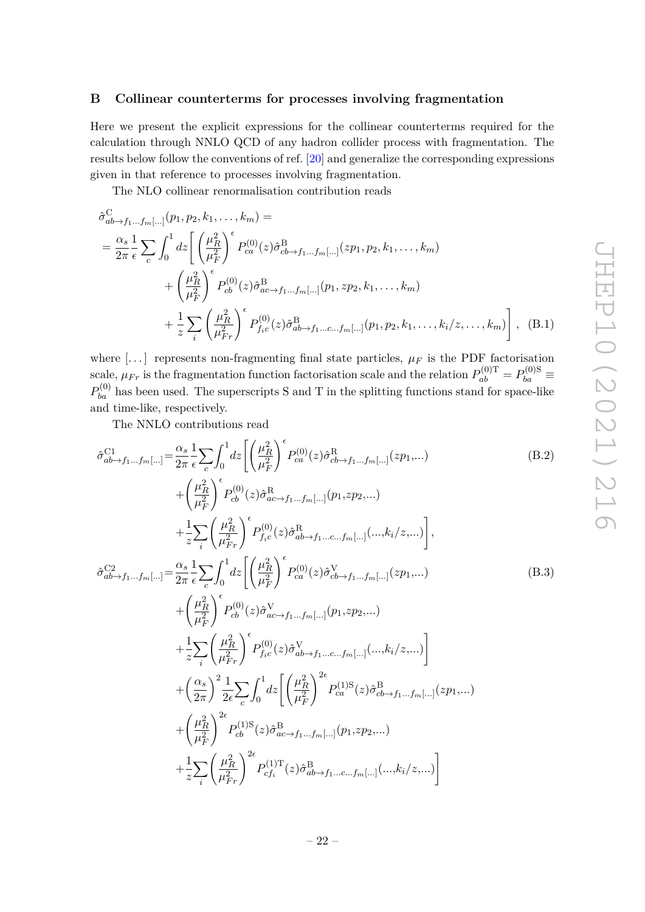## B Collinear counterterms for processes involving fragmentation

Here we present the explicit expressions for the collinear counterterms required for the calculation through NNLO QCD of any hadron collider process with fragmentation. The results below follow the conventions of ref. [20] and generalize the corresponding expressions given in that reference to processes involving fragmentation.

The NLO collinear renormalisation contribution reads

$$
\begin{aligned}
&\hat{\sigma}^{\rm C}_{ab\to f_1\ldots f_m[\ldots]}(p_1,p_2,k_1,\ldots,k_m) = \\
&= \frac{\alpha_s}{2\pi}\frac{1}{\epsilon}\sum_c \int_0^1 dz \Bigg[ \left(\frac{\mu_R^2}{\mu_F^2}\right)^{\epsilon} P^{(0)}_{ca}(z)\hat{\sigma}^{\rm B}_{cb\to f_1\ldots f_m[\ldots]}(zp_1,p_2,k_1,\ldots,k_m) \\
&\qquad + \left(\frac{\mu_R^2}{\mu_F^2}\right)^{\epsilon} P^{(0)}_{cb}(z)\hat{\sigma}^{\rm B}_{ac\to f_1\ldots f_m[\ldots]}(p_1,zp_2,k_1,\ldots,k_m) \\
&\qquad + \frac{1}{z}\sum_i \left(\frac{\mu_R^2}{\mu_{Fr}^2}\right)^{\epsilon} P^{(0)}_{f_i c}(z)\hat{\sigma}^{\rm B}_{ab\to f_1\ldots c\ldots f_m[\ldots]}(p_1,p_2,k_1,\ldots,k_i/z,\ldots,k_m)\Bigg], \quad \text{(B.1)}
\end{aligned}
$$

where $[\ldots]$ represents non-fragmenting final state particles, $\mu_F$ is the PDF factorisation scale, $\mu_{Fr}$ is the fragmentation function factorisation scale and the relation $P^{(0)\rm T}_{ab} = P^{(0)\rm S}_{ba} \equiv P^{(0)}_{ba}$ has been used. The superscripts S and T in the splitting functions stand for space-like and time-like, respectively.

The NNLO contributions read

$$
\begin{aligned}
\hat{\sigma}^{\rm C1}_{ab\to f_1\ldots f_m[\ldots]} =& \frac{\alpha_s}{2\pi}\frac{1}{\epsilon}\sum_c \int_0^1 dz \Bigg[ \left(\frac{\mu_R^2}{\mu_F^2}\right)^{\epsilon} P^{(0)}_{ca}(z)\hat{\sigma}^{\rm R}_{cb\to f_1\ldots f_m[\ldots]}(zp_1,\ldots) \qquad \text{(B.2)}\\
&+ \left(\frac{\mu_R^2}{\mu_F^2}\right)^{\epsilon} P^{(0)}_{cb}(z)\hat{\sigma}^{\rm R}_{ac\to f_1\ldots f_m[\ldots]}(p_1,zp_2,\ldots) \\
&+ \frac{1}{z}\sum_i \left(\frac{\mu_R^2}{\mu_{Fr}^2}\right)^{\epsilon} P^{(0)}_{f_i c}(z)\hat{\sigma}^{\rm R}_{ab\to f_1\ldots c\ldots f_m[\ldots]}(\ldots,k_i/z,\ldots)\Bigg], \\
\hat{\sigma}^{\rm C2}_{ab\to f_1\ldots f_m[\ldots]} =& \frac{\alpha_s}{2\pi}\frac{1}{\epsilon}\sum_c \int_0^1 dz \Bigg[ \left(\frac{\mu_R^2}{\mu_F^2}\right)^{\epsilon} P^{(0)}_{ca}(z)\hat{\sigma}^{\rm V}_{cb\to f_1\ldots f_m[\ldots]}(zp_1,\ldots) \qquad \text{(B.3)}\\
&+ \left(\frac{\mu_R^2}{\mu_F^2}\right)^{\epsilon} P^{(0)}_{cb}(z)\hat{\sigma}^{\rm V}_{ac\to f_1\ldots f_m[\ldots]}(p_1,zp_2,\ldots) \\
&+ \frac{1}{z}\sum_i \left(\frac{\mu_R^2}{\mu_{Fr}^2}\right)^{\epsilon} P^{(0)}_{f_i c}(z)\hat{\sigma}^{\rm V}_{ab\to f_1\ldots c\ldots f_m[\ldots]}(\ldots,k_i/z,\ldots)\Bigg] \\
&+ \left(\frac{\alpha_s}{2\pi}\right)^2 \frac{1}{2\epsilon}\sum_c \int_0^1 dz \Bigg[ \left(\frac{\mu_R^2}{\mu_F^2}\right)^{2\epsilon} P^{(1)\rm S}_{ca}(z)\hat{\sigma}^{\rm B}_{cb\to f_1\ldots f_m[\ldots]}(zp_1,\ldots) \\
&+ \left(\frac{\mu_R^2}{\mu_F^2}\right)^{2\epsilon} P^{(1)\rm S}_{cb}(z)\hat{\sigma}^{\rm B}_{ac\to f_1\ldots f_m[\ldots]}(p_1,zp_2,\ldots) \\
&+ \frac{1}{z}\sum_i \left(\frac{\mu_R^2}{\mu_{Fr}^2}\right)^{2\epsilon} P^{(1)\rm T}_{c f_i}(z)\hat{\sigma}^{\rm B}_{ab\to f_1\ldots c\ldots f_m[\ldots]}(\ldots,k_i/z,\ldots)\Bigg]
\end{aligned}
$$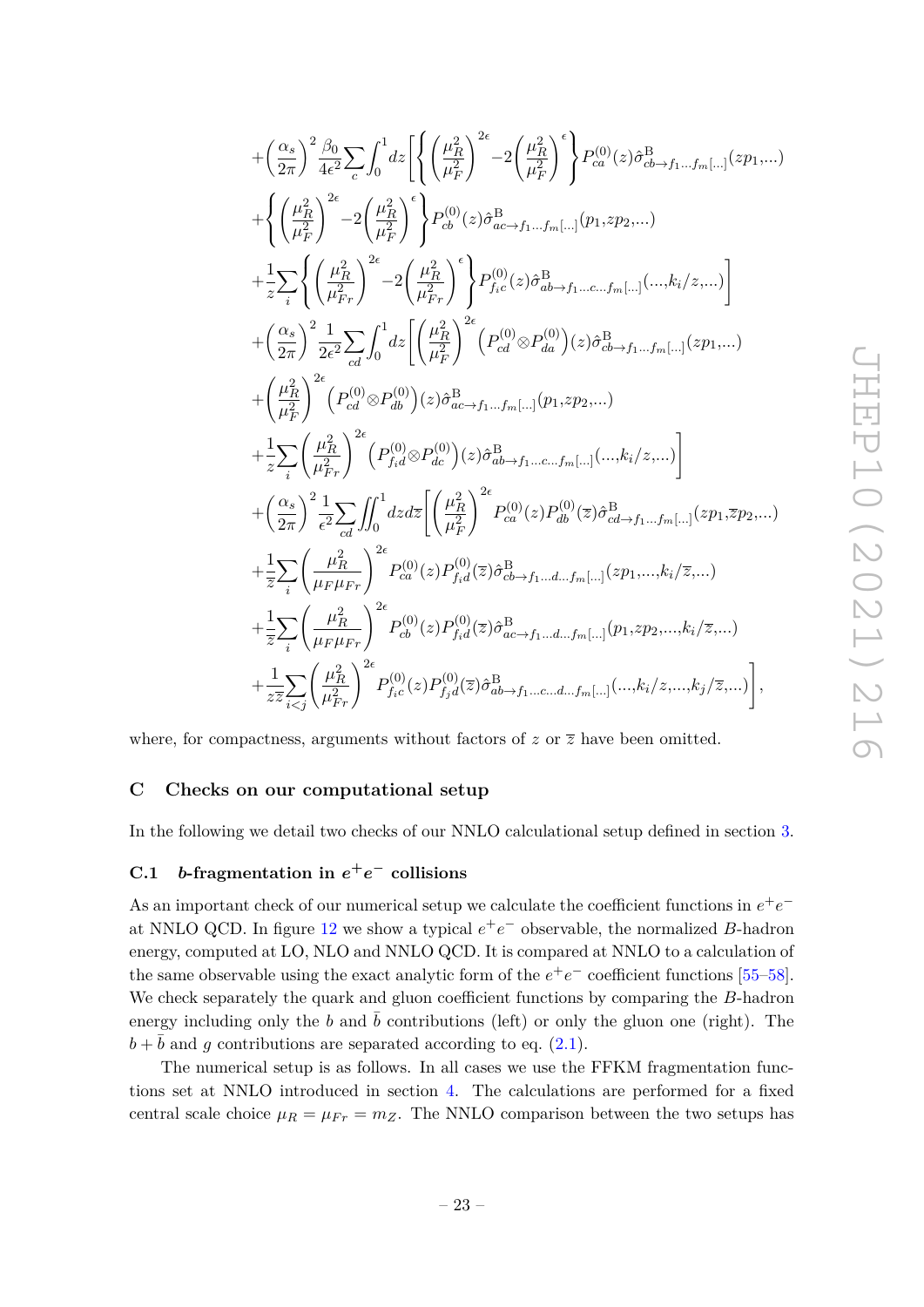$$
\begin{aligned}
&+\left(\frac{\alpha_s}{2\pi}\right)^2 \frac{\beta_0}{4\epsilon^2}\sum_c \int_0^1 dz \left[\left\{\left(\frac{\mu_R^2}{\mu_F^2}\right)^{2\epsilon} - 2\left(\frac{\mu_R^2}{\mu_F^2}\right)^{\epsilon}\right\} P_{ca}^{(0)}(z)\hat{\sigma}^{\mathrm{B}}_{cb\to f_1\ldots f_m[\ldots]}(zp_1,\ldots)\right.\\
&+\left\{\left(\frac{\mu_R^2}{\mu_F^2}\right)^{2\epsilon} - 2\left(\frac{\mu_R^2}{\mu_F^2}\right)^{\epsilon}\right\} P_{cb}^{(0)}(z)\hat{\sigma}^{\mathrm{B}}_{ac\to f_1\ldots f_m[\ldots]}(p_1,zp_2,\ldots)\\
&\left.+\frac{1}{z}\sum_i \left\{\left(\frac{\mu_R^2}{\mu_{Fr}^2}\right)^{2\epsilon} - 2\left(\frac{\mu_R^2}{\mu_{Fr}^2}\right)^{\epsilon}\right\} P_{f_i c}^{(0)}(z)\hat{\sigma}^{\mathrm{B}}_{ab\to f_1\ldots c\ldots f_m[\ldots]}(\ldots,k_i/z,\ldots)\right]\\
&+\left(\frac{\alpha_s}{2\pi}\right)^2 \frac{1}{2\epsilon^2}\sum_{cd} \int_0^1 dz \left[\left(\frac{\mu_R^2}{\mu_F^2}\right)^{2\epsilon} \left(P_{cd}^{(0)}\otimes P_{da}^{(0)}\right)(z)\hat{\sigma}^{\mathrm{B}}_{cb\to f_1\ldots f_m[\ldots]}(zp_1,\ldots)\right.\\
&+\left(\frac{\mu_R^2}{\mu_F^2}\right)^{2\epsilon} \left(P_{cd}^{(0)}\otimes P_{db}^{(0)}\right)(z)\hat{\sigma}^{\mathrm{B}}_{ac\to f_1\ldots f_m[\ldots]}(p_1,zp_2,\ldots)\\
&\left.+\frac{1}{z}\sum_i \left(\frac{\mu_R^2}{\mu_{Fr}^2}\right)^{2\epsilon} \left(P_{f_i d}^{(0)}\otimes P_{dc}^{(0)}\right)(z)\hat{\sigma}^{\mathrm{B}}_{ab\to f_1\ldots c\ldots f_m[\ldots]}(\ldots,k_i/z,\ldots)\right]\\
&+\left(\frac{\alpha_s}{2\pi}\right)^2 \frac{1}{\epsilon^2}\sum_{cd} \iint_0^1 dz d\overline{z} \left[\left(\frac{\mu_R^2}{\mu_F^2}\right)^{2\epsilon} P_{ca}^{(0)}(z)P_{db}^{(0)}(\overline{z})\hat{\sigma}^{\mathrm{B}}_{cd\to f_1\ldots f_m[\ldots]}(zp_1,\overline{z}p_2,\ldots)\right.\\
&+\frac{1}{\overline{z}}\sum_i \left(\frac{\mu_R^2}{\mu_F\mu_{Fr}}\right)^{2\epsilon} P_{ca}^{(0)}(z)P_{f_i d}^{(0)}(\overline{z})\hat{\sigma}^{\mathrm{B}}_{cb\to f_1\ldots d\ldots f_m[\ldots]}(zp_1,\ldots,k_i/\overline{z},\ldots)\\
&+\frac{1}{\overline{z}}\sum_i \left(\frac{\mu_R^2}{\mu_F\mu_{Fr}}\right)^{2\epsilon} P_{cb}^{(0)}(z)P_{f_i d}^{(0)}(\overline{z})\hat{\sigma}^{\mathrm{B}}_{ac\to f_1\ldots d\ldots f_m[\ldots]}(p_1,zp_2,\ldots,k_i/\overline{z},\ldots)\\
&\left.+\frac{1}{z\overline{z}}\sum_{i<j} \left(\frac{\mu_R^2}{\mu_{Fr}^2}\right)^{2\epsilon} P_{f_i c}^{(0)}(z)P_{f_j d}^{(0)}(\overline{z})\hat{\sigma}^{\mathrm{B}}_{ab\to f_1\ldots c\ldots d\ldots f_m[\ldots]}(\ldots,k_i/z,\ldots,k_j/\overline{z},\ldots)\right],
\end{aligned}
$$

where, for compactness, arguments without factors of $z$ or $\overline{z}$ have been omitted.

## C Checks on our computational setup

In the following we detail two checks of our NNLO calculational setup defined in section 3.

### C.1 $b$-fragmentation in $e^+e^-$ collisions

As an important check of our numerical setup we calculate the coefficient functions in $e^+e^-$ at NNLO QCD. In figure 12 we show a typical $e^+e^-$ observable, the normalized $B$-hadron energy, computed at LO, NLO and NNLO QCD. It is compared at NNLO to a calculation of the same observable using the exact analytic form of the $e^+e^-$ coefficient functions [55–58]. We check separately the quark and gluon coefficient functions by comparing the $B$-hadron energy including only the $b$ and $\bar{b}$ contributions (left) or only the gluon one (right). The $b+\bar{b}$ and $g$ contributions are separated according to eq. (2.1).

The numerical setup is as follows. In all cases we use the FFKM fragmentation functions set at NNLO introduced in section 4. The calculations are performed for a fixed central scale choice $\mu_R = \mu_{Fr} = m_Z$. The NNLO comparison between the two setups has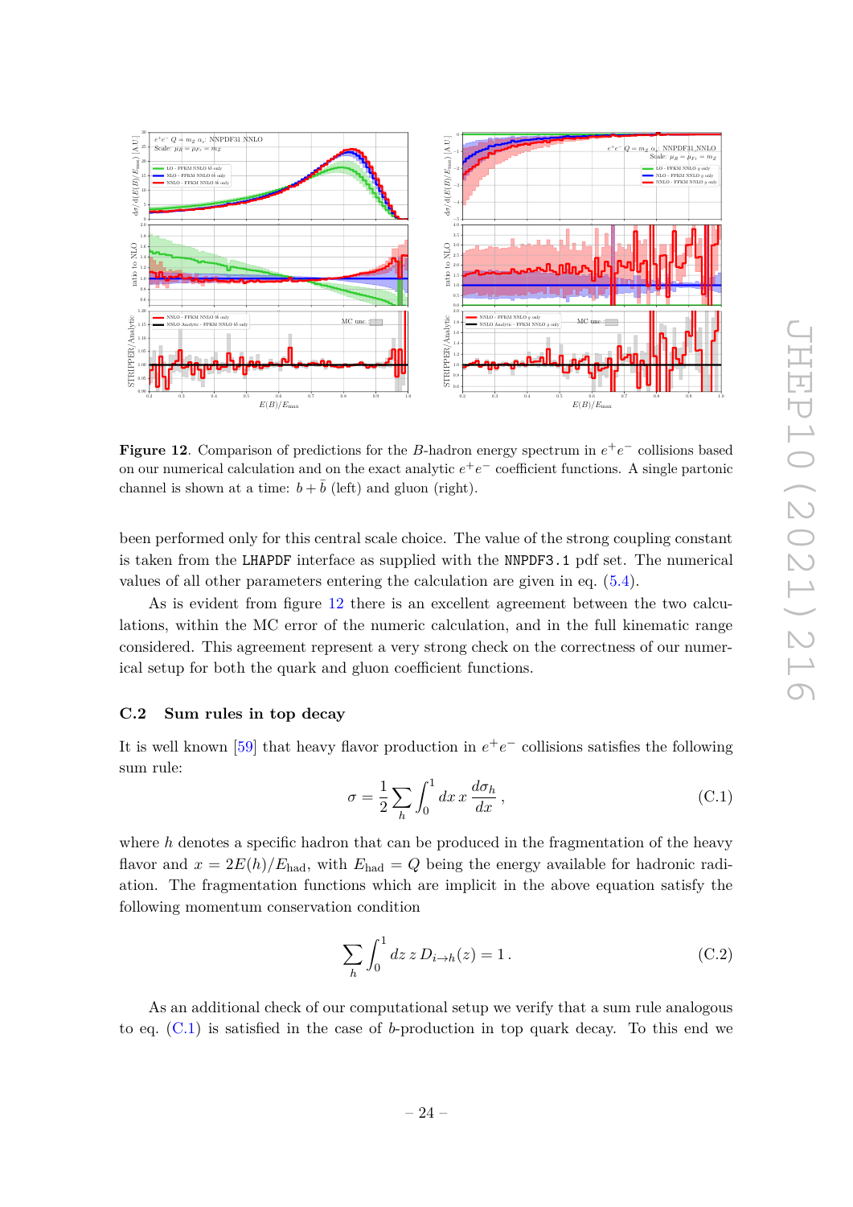**Figure 12**. Comparison of predictions for the $B$-hadron energy spectrum in $e^+e^-$ collisions based on our numerical calculation and on the exact analytic $e^+e^-$ coefficient functions. A single partonic channel is shown at a time: $b+\bar{b}$ (left) and gluon (right).

been performed only for this central scale choice. The value of the strong coupling constant is taken from the LHAPDF interface as supplied with the NNPDF3.1 pdf set. The numerical values of all other parameters entering the calculation are given in eq. (5.4).

As is evident from figure 12 there is an excellent agreement between the two calculations, within the MC error of the numeric calculation, and in the full kinematic range considered. This agreement represent a very strong check on the correctness of our numerical setup for both the quark and gluon coefficient functions.

### C.2 Sum rules in top decay

It is well known [59] that heavy flavor production in $e^+e^-$ collisions satisfies the following sum rule:

$$\sigma = \frac{1}{2}\sum_h \int_0^1 dx\, x\, \frac{d\sigma_h}{dx}\,, \tag{C.1}$$

where $h$ denotes a specific hadron that can be produced in the fragmentation of the heavy flavor and $x = 2E(h)/E_{\rm had}$, with $E_{\rm had} = Q$ being the energy available for hadronic radiation. The fragmentation functions which are implicit in the above equation satisfy the following momentum conservation condition

$$\sum_h \int_0^1 dz\, z\, D_{i\to h}(z) = 1\,. \tag{C.2}$$

As an additional check of our computational setup we verify that a sum rule analogous to eq. (C.1) is satisfied in the case of $b$-production in top quark decay. To this end we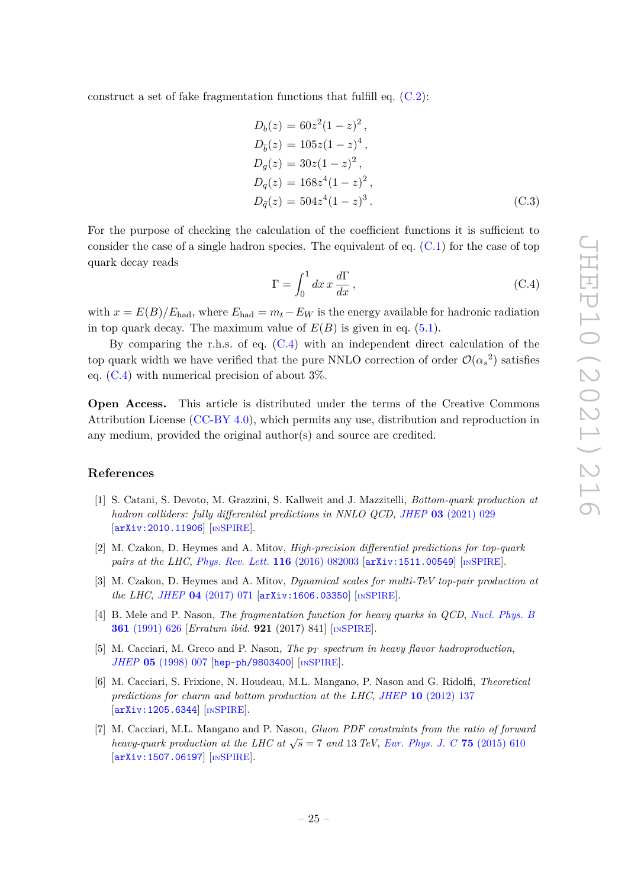construct a set of fake fragmentation functions that fulfill eq. (C.2):

$$
\begin{aligned}
D_b(z) &= 60z^2(1-z)^2\,, \\
D_{\bar{b}}(z) &= 105z(1-z)^4\,, \\
D_g(z) &= 30z(1-z)^2\,, \\
D_q(z) &= 168z^4(1-z)^2\,, \\
D_{\bar{q}}(z) &= 504z^4(1-z)^3\,.
\end{aligned}
\tag{C.3}
$$

For the purpose of checking the calculation of the coefficient functions it is sufficient to consider the case of a single hadron species. The equivalent of eq. (C.1) for the case of top quark decay reads

$$
\Gamma = \int_0^1 dx\, x\, \frac{d\Gamma}{dx}\,, \tag{C.4}
$$

with $x = E(B)/E_{\rm had}$, where $E_{\rm had} = m_t - E_W$ is the energy available for hadronic radiation in top quark decay. The maximum value of $E(B)$ is given in eq. (5.1).

By comparing the r.h.s. of eq. (C.4) with an independent direct calculation of the top quark width we have verified that the pure NNLO correction of order $\mathcal{O}({\alpha_s}^2)$ satisfies eq. (C.4) with numerical precision of about 3%.

**Open Access.** This article is distributed under the terms of the Creative Commons Attribution License (CC-BY 4.0), which permits any use, distribution and reproduction in any medium, provided the original author(s) and source are credited.

## References

[1] S. Catani, S. Devoto, M. Grazzini, S. Kallweit and J. Mazzitelli, *Bottom-quark production at hadron colliders: fully differential predictions in NNLO QCD*, *JHEP* **03** (2021) 029 [arXiv:2010.11906] [INSPIRE].

[2] M. Czakon, D. Heymes and A. Mitov, *High-precision differential predictions for top-quark pairs at the LHC*, *Phys. Rev. Lett.* **116** (2016) 082003 [arXiv:1511.00549] [INSPIRE].

[3] M. Czakon, D. Heymes and A. Mitov, *Dynamical scales for multi-TeV top-pair production at the LHC*, *JHEP* **04** (2017) 071 [arXiv:1606.03350] [INSPIRE].

[4] B. Mele and P. Nason, *The fragmentation function for heavy quarks in QCD*, *Nucl. Phys. B* **361** (1991) 626 [*Erratum ibid.* **921** (2017) 841] [INSPIRE].

[5] M. Cacciari, M. Greco and P. Nason, *The $p_T$ spectrum in heavy flavor hadroproduction*, *JHEP* **05** (1998) 007 [hep-ph/9803400] [INSPIRE].

[6] M. Cacciari, S. Frixione, N. Houdeau, M.L. Mangano, P. Nason and G. Ridolfi, *Theoretical predictions for charm and bottom production at the LHC*, *JHEP* **10** (2012) 137 [arXiv:1205.6344] [INSPIRE].

[7] M. Cacciari, M.L. Mangano and P. Nason, *Gluon PDF constraints from the ratio of forward heavy-quark production at the LHC at $\sqrt{s} = 7$ and 13 TeV*, *Eur. Phys. J. C* **75** (2015) 610 [arXiv:1507.06197] [INSPIRE].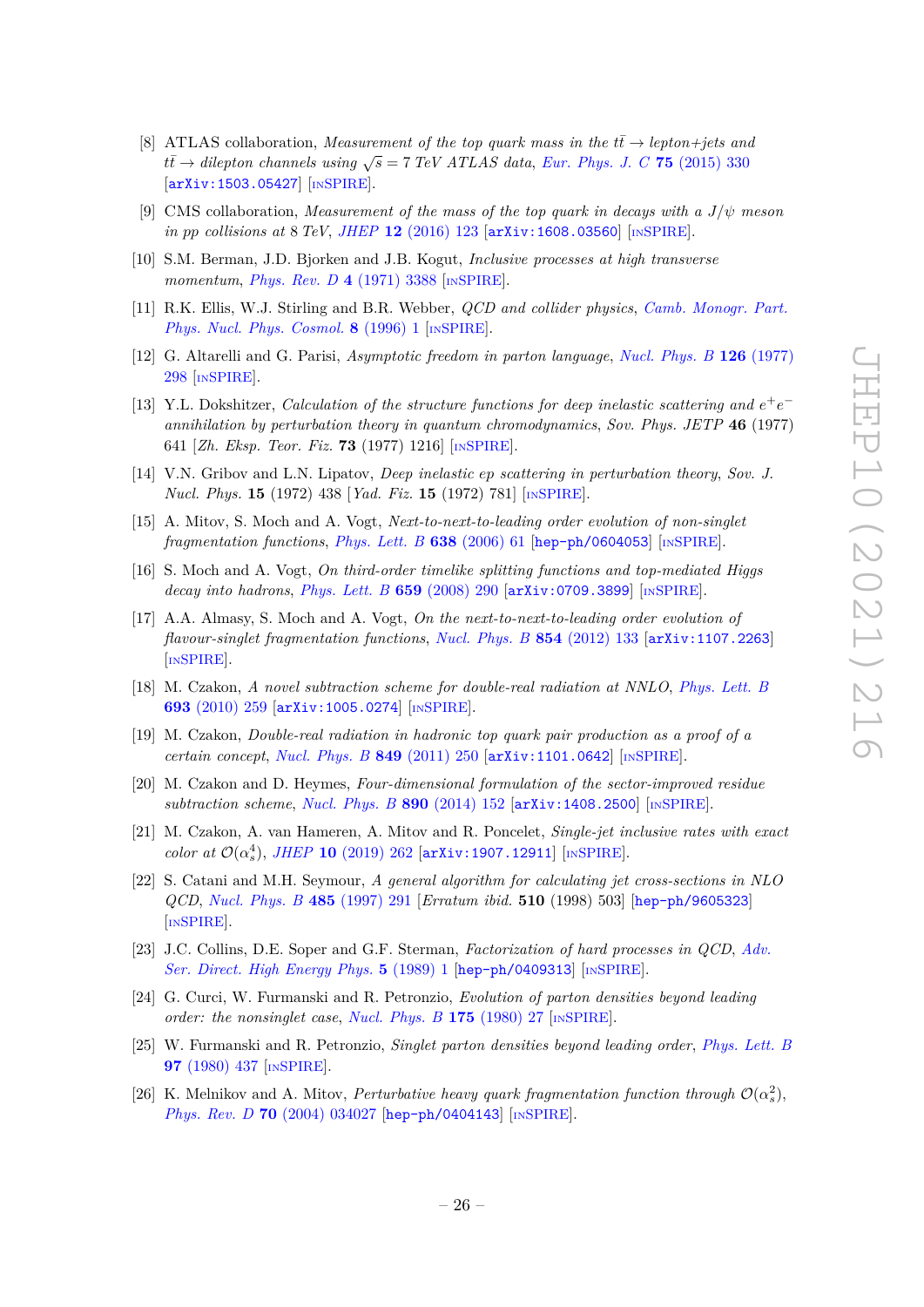[8] ATLAS collaboration, *Measurement of the top quark mass in the $t\bar{t} \to$ lepton+jets and $t\bar{t} \to$ dilepton channels using $\sqrt{s} = 7$ TeV ATLAS data*, *Eur. Phys. J. C* **75** (2015) 330 [arXiv:1503.05427] [INSPIRE].

[9] CMS collaboration, *Measurement of the mass of the top quark in decays with a $J/\psi$ meson in pp collisions at 8 TeV*, *JHEP* **12** (2016) 123 [arXiv:1608.03560] [INSPIRE].

[10] S.M. Berman, J.D. Bjorken and J.B. Kogut, *Inclusive processes at high transverse momentum*, *Phys. Rev. D* **4** (1971) 3388 [INSPIRE].

[11] R.K. Ellis, W.J. Stirling and B.R. Webber, *QCD and collider physics*, *Camb. Monogr. Part. Phys. Nucl. Phys. Cosmol.* **8** (1996) 1 [INSPIRE].

[12] G. Altarelli and G. Parisi, *Asymptotic freedom in parton language*, *Nucl. Phys. B* **126** (1977) 298 [INSPIRE].

[13] Y.L. Dokshitzer, *Calculation of the structure functions for deep inelastic scattering and $e^+e^-$ annihilation by perturbation theory in quantum chromodynamics*, *Sov. Phys. JETP* **46** (1977) 641 [*Zh. Eksp. Teor. Fiz.* **73** (1977) 1216] [INSPIRE].

[14] V.N. Gribov and L.N. Lipatov, *Deep inelastic ep scattering in perturbation theory*, *Sov. J. Nucl. Phys.* **15** (1972) 438 [*Yad. Fiz.* **15** (1972) 781] [INSPIRE].

[15] A. Mitov, S. Moch and A. Vogt, *Next-to-next-to-leading order evolution of non-singlet fragmentation functions*, *Phys. Lett. B* **638** (2006) 61 [hep-ph/0604053] [INSPIRE].

[16] S. Moch and A. Vogt, *On third-order timelike splitting functions and top-mediated Higgs decay into hadrons*, *Phys. Lett. B* **659** (2008) 290 [arXiv:0709.3899] [INSPIRE].

[17] A.A. Almasy, S. Moch and A. Vogt, *On the next-to-next-to-leading order evolution of flavour-singlet fragmentation functions*, *Nucl. Phys. B* **854** (2012) 133 [arXiv:1107.2263] [INSPIRE].

[18] M. Czakon, *A novel subtraction scheme for double-real radiation at NNLO*, *Phys. Lett. B* **693** (2010) 259 [arXiv:1005.0274] [INSPIRE].

[19] M. Czakon, *Double-real radiation in hadronic top quark pair production as a proof of a certain concept*, *Nucl. Phys. B* **849** (2011) 250 [arXiv:1101.0642] [INSPIRE].

[20] M. Czakon and D. Heymes, *Four-dimensional formulation of the sector-improved residue subtraction scheme*, *Nucl. Phys. B* **890** (2014) 152 [arXiv:1408.2500] [INSPIRE].

[21] M. Czakon, A. van Hameren, A. Mitov and R. Poncelet, *Single-jet inclusive rates with exact color at $\mathcal{O}(\alpha_s^4)$*, *JHEP* **10** (2019) 262 [arXiv:1907.12911] [INSPIRE].

[22] S. Catani and M.H. Seymour, *A general algorithm for calculating jet cross-sections in NLO QCD*, *Nucl. Phys. B* **485** (1997) 291 [*Erratum ibid.* **510** (1998) 503] [hep-ph/9605323] [INSPIRE].

[23] J.C. Collins, D.E. Soper and G.F. Sterman, *Factorization of hard processes in QCD*, *Adv. Ser. Direct. High Energy Phys.* **5** (1989) 1 [hep-ph/0409313] [INSPIRE].

[24] G. Curci, W. Furmanski and R. Petronzio, *Evolution of parton densities beyond leading order: the nonsinglet case*, *Nucl. Phys. B* **175** (1980) 27 [INSPIRE].

[25] W. Furmanski and R. Petronzio, *Singlet parton densities beyond leading order*, *Phys. Lett. B* **97** (1980) 437 [INSPIRE].

[26] K. Melnikov and A. Mitov, *Perturbative heavy quark fragmentation function through $\mathcal{O}(\alpha_s^2)$*, *Phys. Rev. D* **70** (2004) 034027 [hep-ph/0404143] [INSPIRE].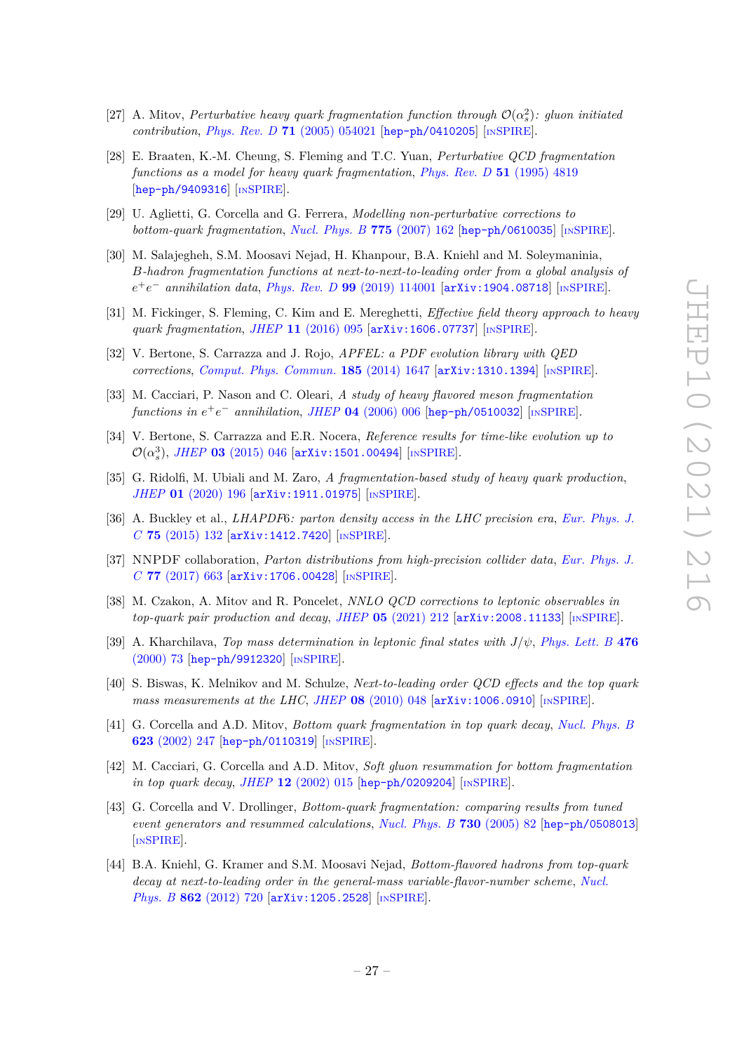[27] A. Mitov, *Perturbative heavy quark fragmentation function through $\mathcal{O}(\alpha_s^2)$: gluon initiated contribution*, *Phys. Rev. D* **71** (2005) 054021 [hep-ph/0410205] [INSPIRE].

[28] E. Braaten, K.-M. Cheung, S. Fleming and T.C. Yuan, *Perturbative QCD fragmentation functions as a model for heavy quark fragmentation*, *Phys. Rev. D* **51** (1995) 4819 [hep-ph/9409316] [INSPIRE].

[29] U. Aglietti, G. Corcella and G. Ferrera, *Modelling non-perturbative corrections to bottom-quark fragmentation*, *Nucl. Phys. B* **775** (2007) 162 [hep-ph/0610035] [INSPIRE].

[30] M. Salajegheh, S.M. Moosavi Nejad, H. Khanpour, B.A. Kniehl and M. Soleymaninia, *B-hadron fragmentation functions at next-to-next-to-leading order from a global analysis of $e^+e^-$ annihilation data*, *Phys. Rev. D* **99** (2019) 114001 [arXiv:1904.08718] [INSPIRE].

[31] M. Fickinger, S. Fleming, C. Kim and E. Mereghetti, *Effective field theory approach to heavy quark fragmentation*, *JHEP* **11** (2016) 095 [arXiv:1606.07737] [INSPIRE].

[32] V. Bertone, S. Carrazza and J. Rojo, *APFEL: a PDF evolution library with QED corrections*, *Comput. Phys. Commun.* **185** (2014) 1647 [arXiv:1310.1394] [INSPIRE].

[33] M. Cacciari, P. Nason and C. Oleari, *A study of heavy flavored meson fragmentation functions in $e^+e^-$ annihilation*, *JHEP* **04** (2006) 006 [hep-ph/0510032] [INSPIRE].

[34] V. Bertone, S. Carrazza and E.R. Nocera, *Reference results for time-like evolution up to $\mathcal{O}(\alpha_s^3)$*, *JHEP* **03** (2015) 046 [arXiv:1501.00494] [INSPIRE].

[35] G. Ridolfi, M. Ubiali and M. Zaro, *A fragmentation-based study of heavy quark production*, *JHEP* **01** (2020) 196 [arXiv:1911.01975] [INSPIRE].

[36] A. Buckley et al., *LHAPDF6: parton density access in the LHC precision era*, *Eur. Phys. J. C* **75** (2015) 132 [arXiv:1412.7420] [INSPIRE].

[37] NNPDF collaboration, *Parton distributions from high-precision collider data*, *Eur. Phys. J. C* **77** (2017) 663 [arXiv:1706.00428] [INSPIRE].

[38] M. Czakon, A. Mitov and R. Poncelet, *NNLO QCD corrections to leptonic observables in top-quark pair production and decay*, *JHEP* **05** (2021) 212 [arXiv:2008.11133] [INSPIRE].

[39] A. Kharchilava, *Top mass determination in leptonic final states with $J/\psi$*, *Phys. Lett. B* **476** (2000) 73 [hep-ph/9912320] [INSPIRE].

[40] S. Biswas, K. Melnikov and M. Schulze, *Next-to-leading order QCD effects and the top quark mass measurements at the LHC*, *JHEP* **08** (2010) 048 [arXiv:1006.0910] [INSPIRE].

[41] G. Corcella and A.D. Mitov, *Bottom quark fragmentation in top quark decay*, *Nucl. Phys. B* **623** (2002) 247 [hep-ph/0110319] [INSPIRE].

[42] M. Cacciari, G. Corcella and A.D. Mitov, *Soft gluon resummation for bottom fragmentation in top quark decay*, *JHEP* **12** (2002) 015 [hep-ph/0209204] [INSPIRE].

[43] G. Corcella and V. Drollinger, *Bottom-quark fragmentation: comparing results from tuned event generators and resummed calculations*, *Nucl. Phys. B* **730** (2005) 82 [hep-ph/0508013] [INSPIRE].

[44] B.A. Kniehl, G. Kramer and S.M. Moosavi Nejad, *Bottom-flavored hadrons from top-quark decay at next-to-leading order in the general-mass variable-flavor-number scheme*, *Nucl. Phys. B* **862** (2012) 720 [arXiv:1205.2528] [INSPIRE].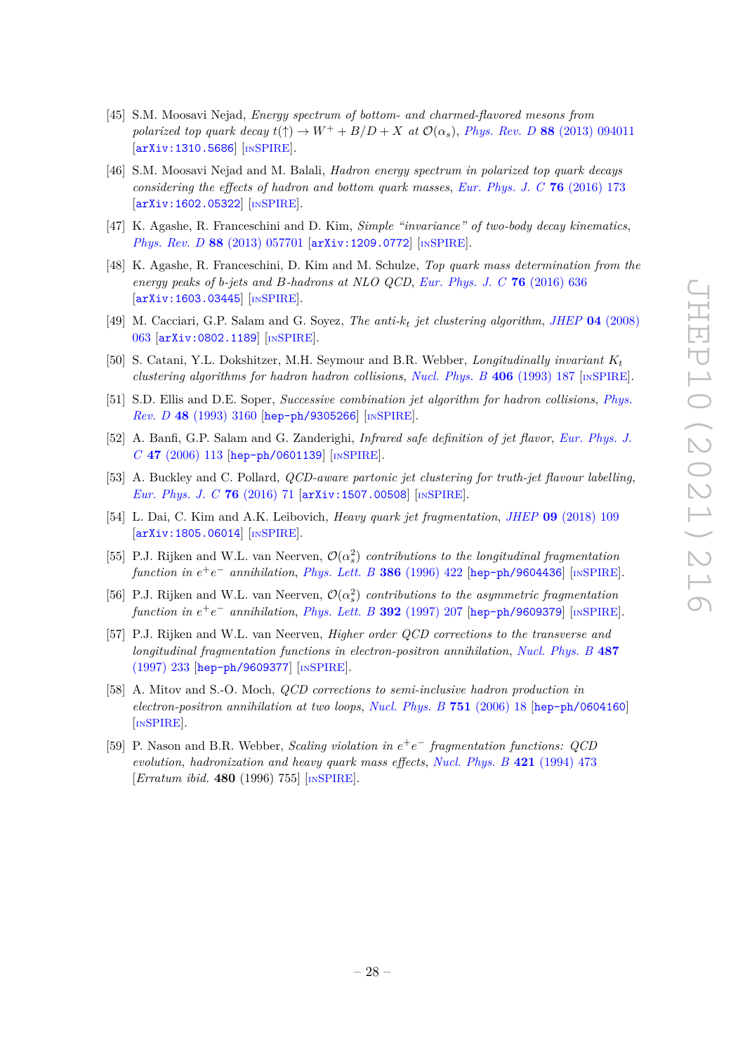[45] S.M. Moosavi Nejad, *Energy spectrum of bottom- and charmed-flavored mesons from polarized top quark decay $t(\uparrow) \to W^+ + B/D + X$ at $\mathcal{O}(\alpha_s)$*, *Phys. Rev. D* **88** (2013) 094011 [arXiv:1310.5686] [INSPIRE].

[46] S.M. Moosavi Nejad and M. Balali, *Hadron energy spectrum in polarized top quark decays considering the effects of hadron and bottom quark masses*, *Eur. Phys. J. C* **76** (2016) 173 [arXiv:1602.05322] [INSPIRE].

[47] K. Agashe, R. Franceschini and D. Kim, *Simple "invariance" of two-body decay kinematics*, *Phys. Rev. D* **88** (2013) 057701 [arXiv:1209.0772] [INSPIRE].

[48] K. Agashe, R. Franceschini, D. Kim and M. Schulze, *Top quark mass determination from the energy peaks of b-jets and B-hadrons at NLO QCD*, *Eur. Phys. J. C* **76** (2016) 636 [arXiv:1603.03445] [INSPIRE].

[49] M. Cacciari, G.P. Salam and G. Soyez, *The anti-$k_t$ jet clustering algorithm*, *JHEP* **04** (2008) 063 [arXiv:0802.1189] [INSPIRE].

[50] S. Catani, Y.L. Dokshitzer, M.H. Seymour and B.R. Webber, *Longitudinally invariant $K_t$ clustering algorithms for hadron hadron collisions*, *Nucl. Phys. B* **406** (1993) 187 [INSPIRE].

[51] S.D. Ellis and D.E. Soper, *Successive combination jet algorithm for hadron collisions*, *Phys. Rev. D* **48** (1993) 3160 [hep-ph/9305266] [INSPIRE].

[52] A. Banfi, G.P. Salam and G. Zanderighi, *Infrared safe definition of jet flavor*, *Eur. Phys. J. C* **47** (2006) 113 [hep-ph/0601139] [INSPIRE].

[53] A. Buckley and C. Pollard, *QCD-aware partonic jet clustering for truth-jet flavour labelling*, *Eur. Phys. J. C* **76** (2016) 71 [arXiv:1507.00508] [INSPIRE].

[54] L. Dai, C. Kim and A.K. Leibovich, *Heavy quark jet fragmentation*, *JHEP* **09** (2018) 109 [arXiv:1805.06014] [INSPIRE].

[55] P.J. Rijken and W.L. van Neerven, *$\mathcal{O}(\alpha_s^2)$ contributions to the longitudinal fragmentation function in $e^+e^-$ annihilation*, *Phys. Lett. B* **386** (1996) 422 [hep-ph/9604436] [INSPIRE].

[56] P.J. Rijken and W.L. van Neerven, *$\mathcal{O}(\alpha_s^2)$ contributions to the asymmetric fragmentation function in $e^+e^-$ annihilation*, *Phys. Lett. B* **392** (1997) 207 [hep-ph/9609379] [INSPIRE].

[57] P.J. Rijken and W.L. van Neerven, *Higher order QCD corrections to the transverse and longitudinal fragmentation functions in electron-positron annihilation*, *Nucl. Phys. B* **487** (1997) 233 [hep-ph/9609377] [INSPIRE].

[58] A. Mitov and S.-O. Moch, *QCD corrections to semi-inclusive hadron production in electron-positron annihilation at two loops*, *Nucl. Phys. B* **751** (2006) 18 [hep-ph/0604160] [INSPIRE].

[59] P. Nason and B.R. Webber, *Scaling violation in $e^+e^-$ fragmentation functions: QCD evolution, hadronization and heavy quark mass effects*, *Nucl. Phys. B* **421** (1994) 473 [*Erratum ibid.* **480** (1996) 755] [INSPIRE].